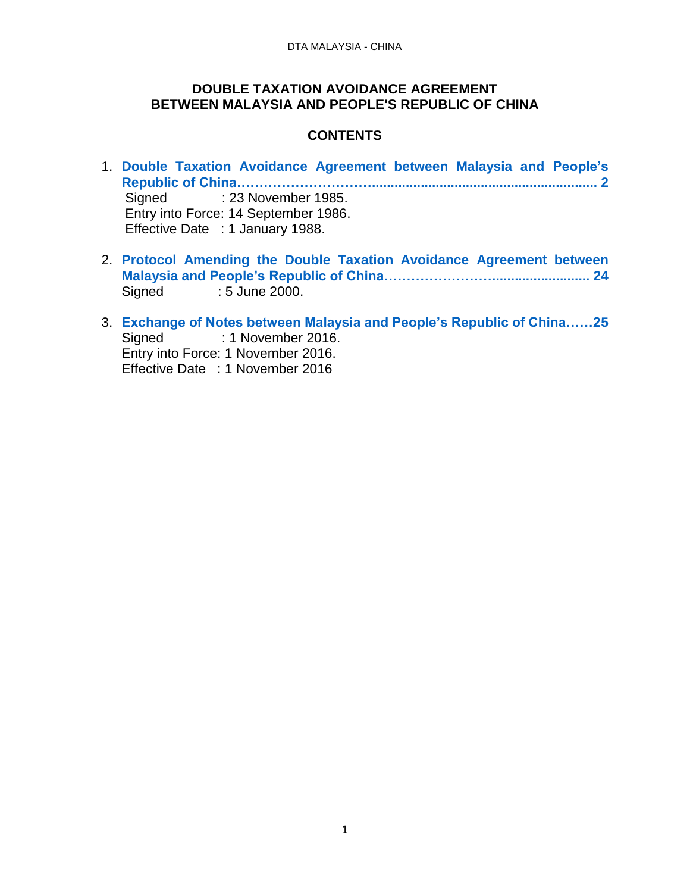# DOUBLE TAXATION AVOIDANCE AGREEMENT BETWEEN MALAYSIA AND PEOPLE'S REPUBLIC OF CHINA

## CONTENTS

1. **Double Taxation Avoidance Agreement between Malaysia and People's Republic of China……………………….......................................................................... 2**
   Signed : 23 November 1985.
   Entry into Force: 14 September 1986.
   Effective Date : 1 January 1988.

2. **Protocol Amending the Double Taxation Avoidance Agreement between Malaysia and People's Republic of China…………………......................... 24**
   Signed : 5 June 2000.

3. **Exchange of Notes between Malaysia and People's Republic of China……25**
   Signed : 1 November 2016.
   Entry into Force: 1 November 2016.
   Effective Date : 1 November 2016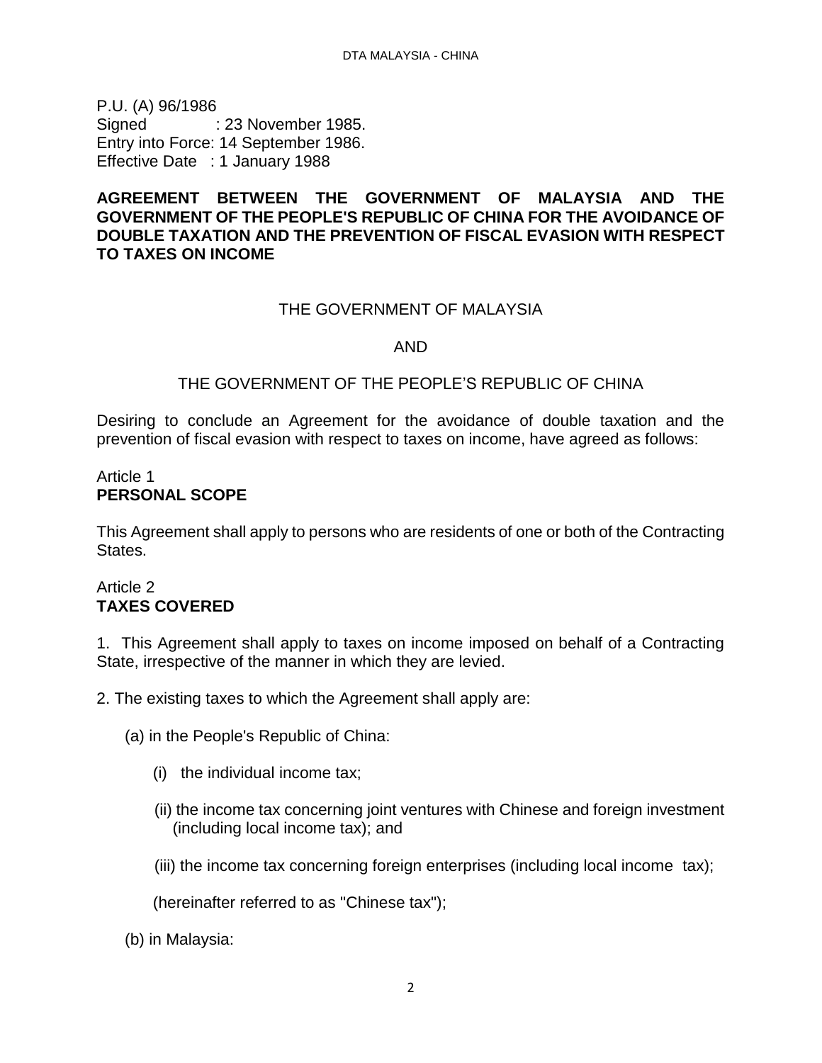P.U. (A) 96/1986
Signed : 23 November 1985.
Entry into Force: 14 September 1986.
Effective Date : 1 January 1988

**AGREEMENT BETWEEN THE GOVERNMENT OF MALAYSIA AND THE GOVERNMENT OF THE PEOPLE'S REPUBLIC OF CHINA FOR THE AVOIDANCE OF DOUBLE TAXATION AND THE PREVENTION OF FISCAL EVASION WITH RESPECT TO TAXES ON INCOME**

THE GOVERNMENT OF MALAYSIA

AND

THE GOVERNMENT OF THE PEOPLE'S REPUBLIC OF CHINA

Desiring to conclude an Agreement for the avoidance of double taxation and the prevention of fiscal evasion with respect to taxes on income, have agreed as follows:

Article 1
**PERSONAL SCOPE**

This Agreement shall apply to persons who are residents of one or both of the Contracting States.

Article 2
**TAXES COVERED**

1. This Agreement shall apply to taxes on income imposed on behalf of a Contracting State, irrespective of the manner in which they are levied.

2. The existing taxes to which the Agreement shall apply are:

(a) in the People's Republic of China:

(i) the individual income tax;

(ii) the income tax concerning joint ventures with Chinese and foreign investment (including local income tax); and

(iii) the income tax concerning foreign enterprises (including local income tax);

(hereinafter referred to as "Chinese tax");

(b) in Malaysia: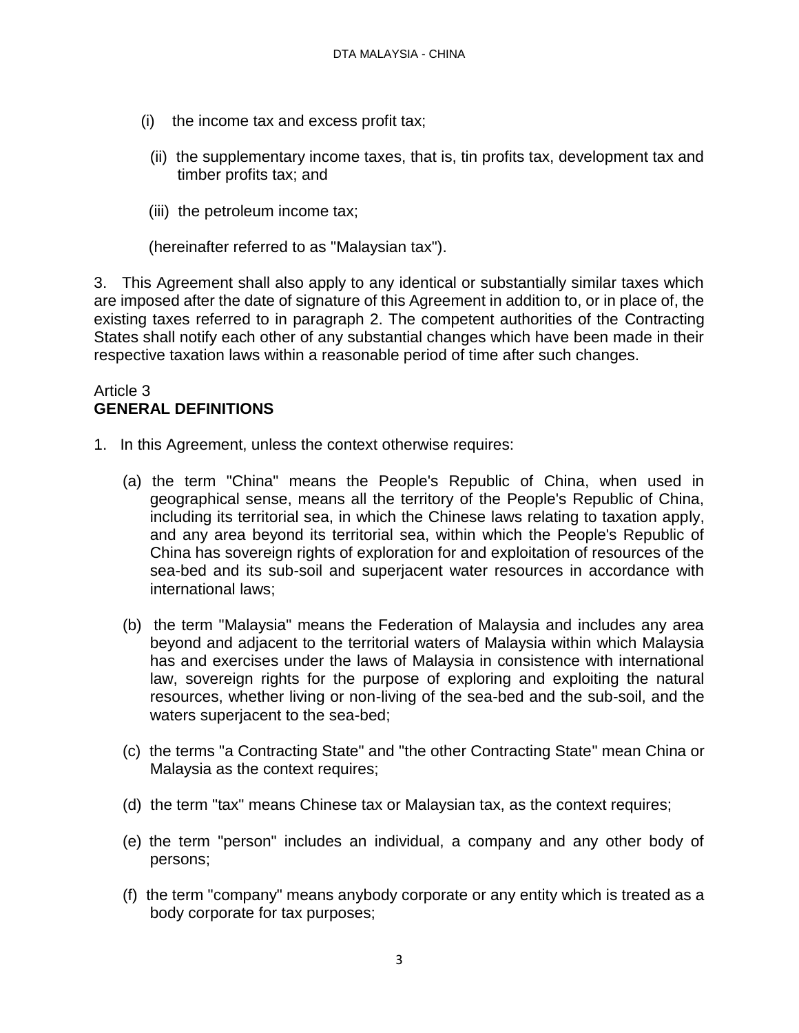(i) the income tax and excess profit tax;

(ii) the supplementary income taxes, that is, tin profits tax, development tax and timber profits tax; and

(iii) the petroleum income tax;

(hereinafter referred to as "Malaysian tax").

3. This Agreement shall also apply to any identical or substantially similar taxes which are imposed after the date of signature of this Agreement in addition to, or in place of, the existing taxes referred to in paragraph 2. The competent authorities of the Contracting States shall notify each other of any substantial changes which have been made in their respective taxation laws within a reasonable period of time after such changes.

Article 3
**GENERAL DEFINITIONS**

1. In this Agreement, unless the context otherwise requires:

(a) the term "China" means the People's Republic of China, when used in geographical sense, means all the territory of the People's Republic of China, including its territorial sea, in which the Chinese laws relating to taxation apply, and any area beyond its territorial sea, within which the People's Republic of China has sovereign rights of exploration for and exploitation of resources of the sea-bed and its sub-soil and superjacent water resources in accordance with international laws;

(b) the term "Malaysia" means the Federation of Malaysia and includes any area beyond and adjacent to the territorial waters of Malaysia within which Malaysia has and exercises under the laws of Malaysia in consistence with international law, sovereign rights for the purpose of exploring and exploiting the natural resources, whether living or non-living of the sea-bed and the sub-soil, and the waters superjacent to the sea-bed;

(c) the terms "a Contracting State" and "the other Contracting State" mean China or Malaysia as the context requires;

(d) the term "tax" means Chinese tax or Malaysian tax, as the context requires;

(e) the term "person" includes an individual, a company and any other body of persons;

(f) the term "company" means anybody corporate or any entity which is treated as a body corporate for tax purposes;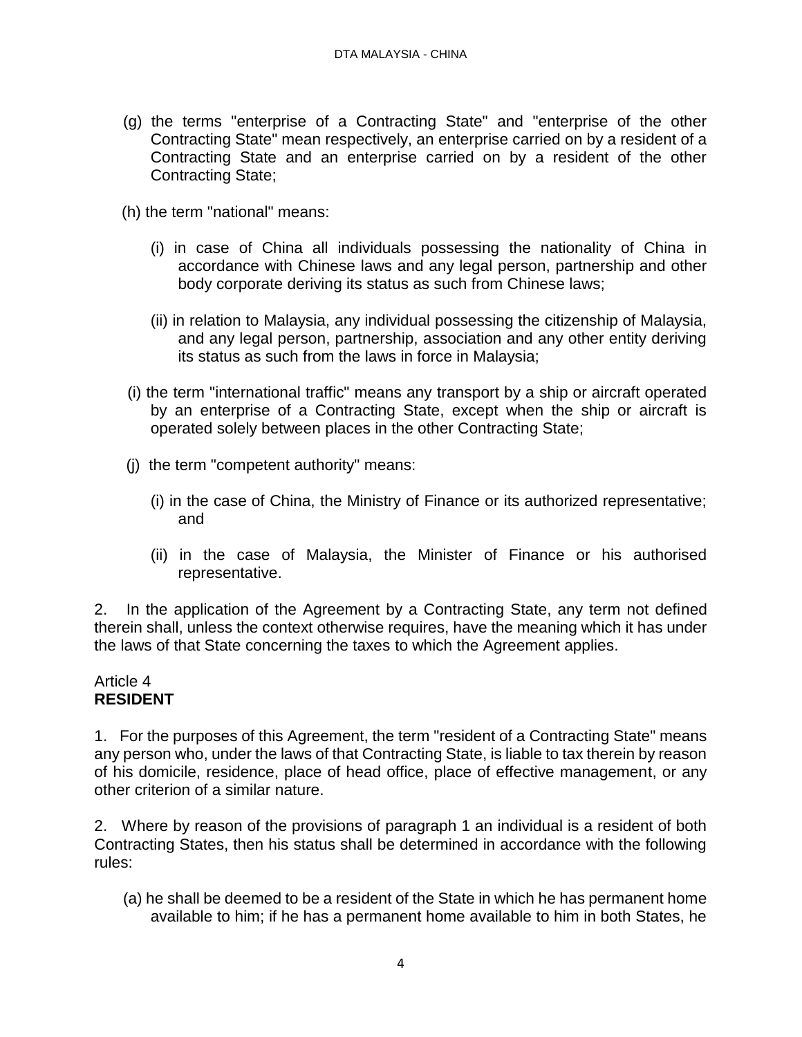(g) the terms "enterprise of a Contracting State" and "enterprise of the other Contracting State" mean respectively, an enterprise carried on by a resident of a Contracting State and an enterprise carried on by a resident of the other Contracting State;

(h) the term "national" means:

(i) in case of China all individuals possessing the nationality of China in accordance with Chinese laws and any legal person, partnership and other body corporate deriving its status as such from Chinese laws;

(ii) in relation to Malaysia, any individual possessing the citizenship of Malaysia, and any legal person, partnership, association and any other entity deriving its status as such from the laws in force in Malaysia;

(i) the term "international traffic" means any transport by a ship or aircraft operated by an enterprise of a Contracting State, except when the ship or aircraft is operated solely between places in the other Contracting State;

(j) the term "competent authority" means:

(i) in the case of China, the Ministry of Finance or its authorized representative; and

(ii) in the case of Malaysia, the Minister of Finance or his authorised representative.

2. In the application of the Agreement by a Contracting State, any term not defined therein shall, unless the context otherwise requires, have the meaning which it has under the laws of that State concerning the taxes to which the Agreement applies.

Article 4
**RESIDENT**

1. For the purposes of this Agreement, the term "resident of a Contracting State" means any person who, under the laws of that Contracting State, is liable to tax therein by reason of his domicile, residence, place of head office, place of effective management, or any other criterion of a similar nature.

2. Where by reason of the provisions of paragraph 1 an individual is a resident of both Contracting States, then his status shall be determined in accordance with the following rules:

(a) he shall be deemed to be a resident of the State in which he has permanent home available to him; if he has a permanent home available to him in both States, he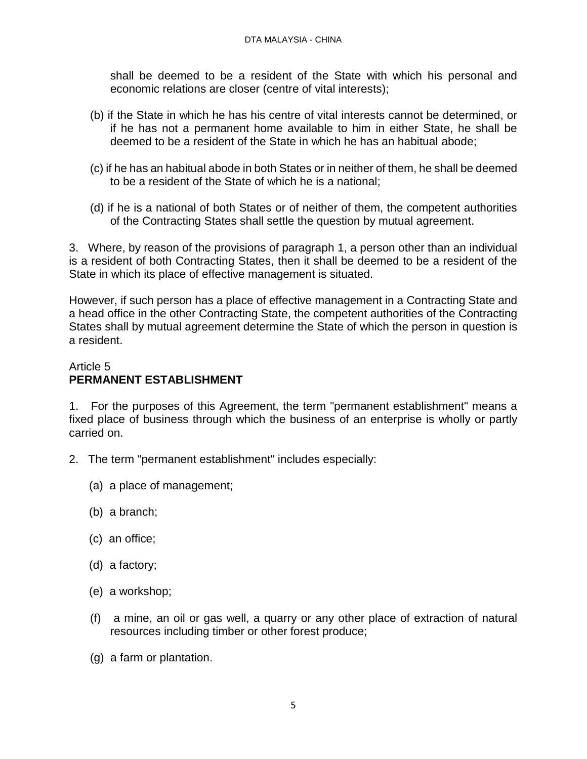shall be deemed to be a resident of the State with which his personal and economic relations are closer (centre of vital interests);

(b) if the State in which he has his centre of vital interests cannot be determined, or if he has not a permanent home available to him in either State, he shall be deemed to be a resident of the State in which he has an habitual abode;

(c) if he has an habitual abode in both States or in neither of them, he shall be deemed to be a resident of the State of which he is a national;

(d) if he is a national of both States or of neither of them, the competent authorities of the Contracting States shall settle the question by mutual agreement.

3. Where, by reason of the provisions of paragraph 1, a person other than an individual is a resident of both Contracting States, then it shall be deemed to be a resident of the State in which its place of effective management is situated.

However, if such person has a place of effective management in a Contracting State and a head office in the other Contracting State, the competent authorities of the Contracting States shall by mutual agreement determine the State of which the person in question is a resident.

## Article 5
## **PERMANENT ESTABLISHMENT**

1. For the purposes of this Agreement, the term "permanent establishment" means a fixed place of business through which the business of an enterprise is wholly or partly carried on.

2. The term "permanent establishment" includes especially:

(a) a place of management;

(b) a branch;

(c) an office;

(d) a factory;

(e) a workshop;

(f) a mine, an oil or gas well, a quarry or any other place of extraction of natural resources including timber or other forest produce;

(g) a farm or plantation.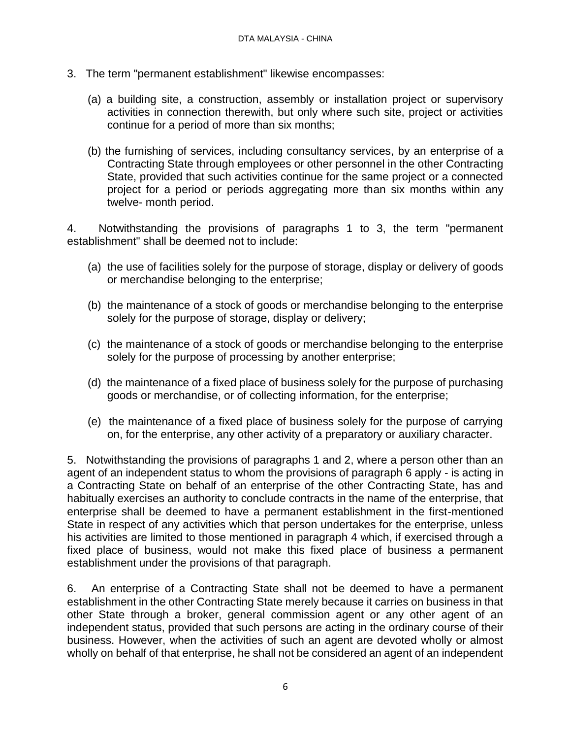3. The term "permanent establishment" likewise encompasses:

(a) a building site, a construction, assembly or installation project or supervisory activities in connection therewith, but only where such site, project or activities continue for a period of more than six months;

(b) the furnishing of services, including consultancy services, by an enterprise of a Contracting State through employees or other personnel in the other Contracting State, provided that such activities continue for the same project or a connected project for a period or periods aggregating more than six months within any twelve- month period.

4. Notwithstanding the provisions of paragraphs 1 to 3, the term "permanent establishment" shall be deemed not to include:

(a) the use of facilities solely for the purpose of storage, display or delivery of goods or merchandise belonging to the enterprise;

(b) the maintenance of a stock of goods or merchandise belonging to the enterprise solely for the purpose of storage, display or delivery;

(c) the maintenance of a stock of goods or merchandise belonging to the enterprise solely for the purpose of processing by another enterprise;

(d) the maintenance of a fixed place of business solely for the purpose of purchasing goods or merchandise, or of collecting information, for the enterprise;

(e) the maintenance of a fixed place of business solely for the purpose of carrying on, for the enterprise, any other activity of a preparatory or auxiliary character.

5. Notwithstanding the provisions of paragraphs 1 and 2, where a person other than an agent of an independent status to whom the provisions of paragraph 6 apply - is acting in a Contracting State on behalf of an enterprise of the other Contracting State, has and habitually exercises an authority to conclude contracts in the name of the enterprise, that enterprise shall be deemed to have a permanent establishment in the first-mentioned State in respect of any activities which that person undertakes for the enterprise, unless his activities are limited to those mentioned in paragraph 4 which, if exercised through a fixed place of business, would not make this fixed place of business a permanent establishment under the provisions of that paragraph.

6. An enterprise of a Contracting State shall not be deemed to have a permanent establishment in the other Contracting State merely because it carries on business in that other State through a broker, general commission agent or any other agent of an independent status, provided that such persons are acting in the ordinary course of their business. However, when the activities of such an agent are devoted wholly or almost wholly on behalf of that enterprise, he shall not be considered an agent of an independent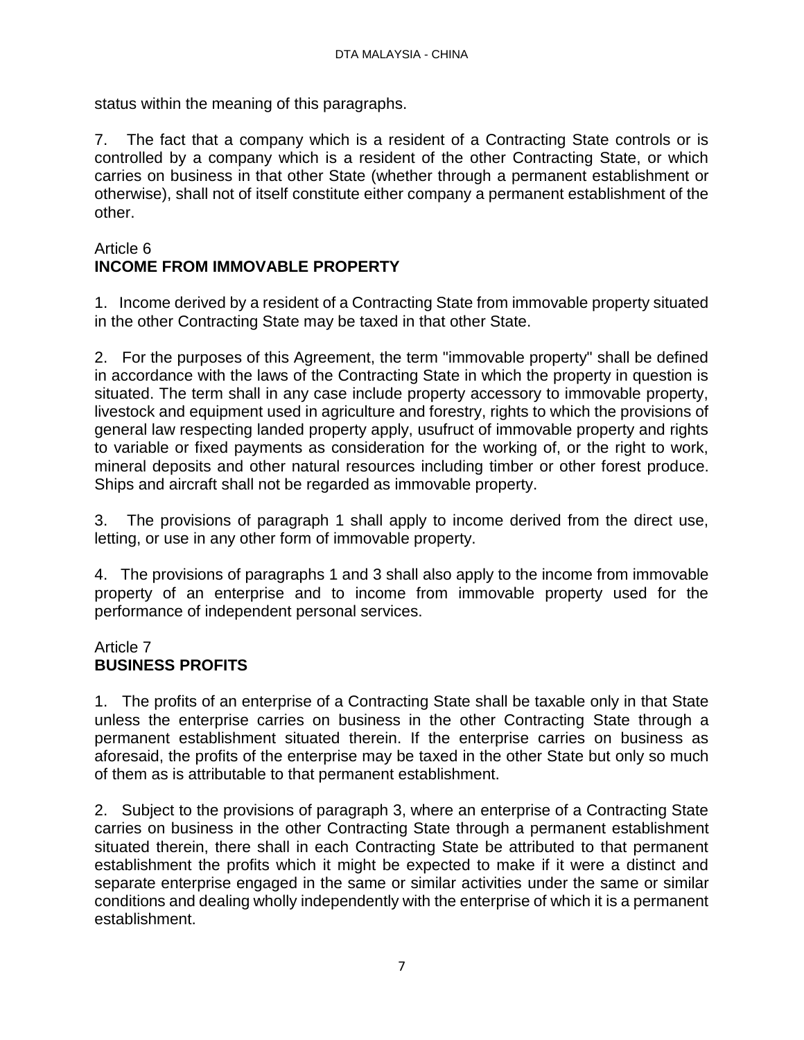status within the meaning of this paragraphs.

7. The fact that a company which is a resident of a Contracting State controls or is controlled by a company which is a resident of the other Contracting State, or which carries on business in that other State (whether through a permanent establishment or otherwise), shall not of itself constitute either company a permanent establishment of the other.

## Article 6
## INCOME FROM IMMOVABLE PROPERTY

1. Income derived by a resident of a Contracting State from immovable property situated in the other Contracting State may be taxed in that other State.

2. For the purposes of this Agreement, the term "immovable property" shall be defined in accordance with the laws of the Contracting State in which the property in question is situated. The term shall in any case include property accessory to immovable property, livestock and equipment used in agriculture and forestry, rights to which the provisions of general law respecting landed property apply, usufruct of immovable property and rights to variable or fixed payments as consideration for the working of, or the right to work, mineral deposits and other natural resources including timber or other forest produce. Ships and aircraft shall not be regarded as immovable property.

3. The provisions of paragraph 1 shall apply to income derived from the direct use, letting, or use in any other form of immovable property.

4. The provisions of paragraphs 1 and 3 shall also apply to the income from immovable property of an enterprise and to income from immovable property used for the performance of independent personal services.

## Article 7
## BUSINESS PROFITS

1. The profits of an enterprise of a Contracting State shall be taxable only in that State unless the enterprise carries on business in the other Contracting State through a permanent establishment situated therein. If the enterprise carries on business as aforesaid, the profits of the enterprise may be taxed in the other State but only so much of them as is attributable to that permanent establishment.

2. Subject to the provisions of paragraph 3, where an enterprise of a Contracting State carries on business in the other Contracting State through a permanent establishment situated therein, there shall in each Contracting State be attributed to that permanent establishment the profits which it might be expected to make if it were a distinct and separate enterprise engaged in the same or similar activities under the same or similar conditions and dealing wholly independently with the enterprise of which it is a permanent establishment.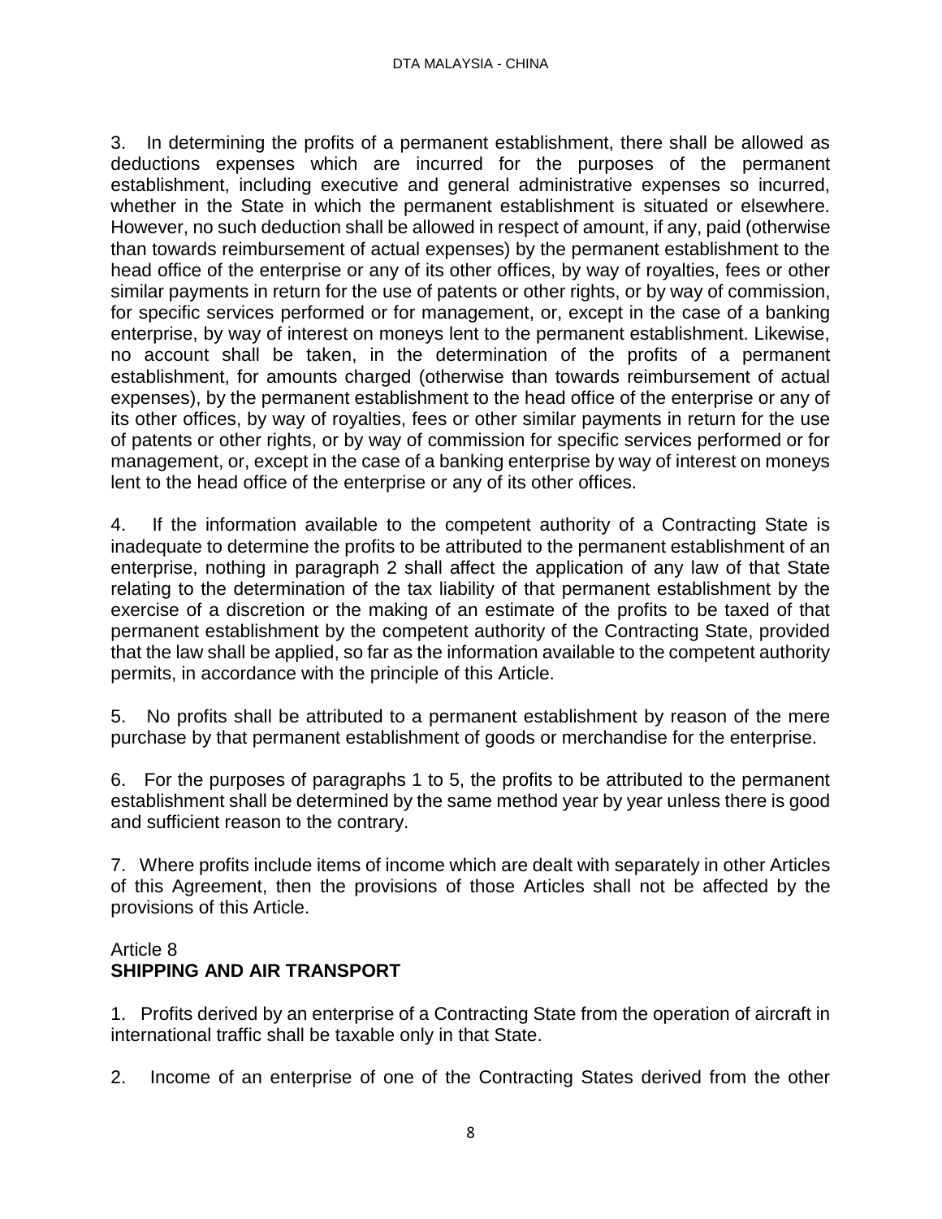3. In determining the profits of a permanent establishment, there shall be allowed as deductions expenses which are incurred for the purposes of the permanent establishment, including executive and general administrative expenses so incurred, whether in the State in which the permanent establishment is situated or elsewhere. However, no such deduction shall be allowed in respect of amount, if any, paid (otherwise than towards reimbursement of actual expenses) by the permanent establishment to the head office of the enterprise or any of its other offices, by way of royalties, fees or other similar payments in return for the use of patents or other rights, or by way of commission, for specific services performed or for management, or, except in the case of a banking enterprise, by way of interest on moneys lent to the permanent establishment. Likewise, no account shall be taken, in the determination of the profits of a permanent establishment, for amounts charged (otherwise than towards reimbursement of actual expenses), by the permanent establishment to the head office of the enterprise or any of its other offices, by way of royalties, fees or other similar payments in return for the use of patents or other rights, or by way of commission for specific services performed or for management, or, except in the case of a banking enterprise by way of interest on moneys lent to the head office of the enterprise or any of its other offices.

4. If the information available to the competent authority of a Contracting State is inadequate to determine the profits to be attributed to the permanent establishment of an enterprise, nothing in paragraph 2 shall affect the application of any law of that State relating to the determination of the tax liability of that permanent establishment by the exercise of a discretion or the making of an estimate of the profits to be taxed of that permanent establishment by the competent authority of the Contracting State, provided that the law shall be applied, so far as the information available to the competent authority permits, in accordance with the principle of this Article.

5. No profits shall be attributed to a permanent establishment by reason of the mere purchase by that permanent establishment of goods or merchandise for the enterprise.

6. For the purposes of paragraphs 1 to 5, the profits to be attributed to the permanent establishment shall be determined by the same method year by year unless there is good and sufficient reason to the contrary.

7. Where profits include items of income which are dealt with separately in other Articles of this Agreement, then the provisions of those Articles shall not be affected by the provisions of this Article.

## Article 8
## SHIPPING AND AIR TRANSPORT

1. Profits derived by an enterprise of a Contracting State from the operation of aircraft in international traffic shall be taxable only in that State.

2. Income of an enterprise of one of the Contracting States derived from the other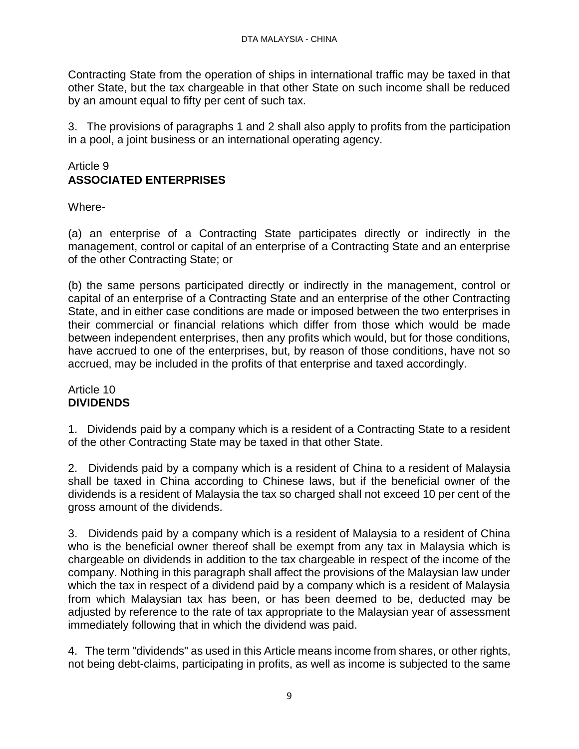Contracting State from the operation of ships in international traffic may be taxed in that other State, but the tax chargeable in that other State on such income shall be reduced by an amount equal to fifty per cent of such tax.

3. The provisions of paragraphs 1 and 2 shall also apply to profits from the participation in a pool, a joint business or an international operating agency.

## Article 9
## **ASSOCIATED ENTERPRISES**

Where-

(a) an enterprise of a Contracting State participates directly or indirectly in the management, control or capital of an enterprise of a Contracting State and an enterprise of the other Contracting State; or

(b) the same persons participated directly or indirectly in the management, control or capital of an enterprise of a Contracting State and an enterprise of the other Contracting State, and in either case conditions are made or imposed between the two enterprises in their commercial or financial relations which differ from those which would be made between independent enterprises, then any profits which would, but for those conditions, have accrued to one of the enterprises, but, by reason of those conditions, have not so accrued, may be included in the profits of that enterprise and taxed accordingly.

## Article 10
## **DIVIDENDS**

1. Dividends paid by a company which is a resident of a Contracting State to a resident of the other Contracting State may be taxed in that other State.

2. Dividends paid by a company which is a resident of China to a resident of Malaysia shall be taxed in China according to Chinese laws, but if the beneficial owner of the dividends is a resident of Malaysia the tax so charged shall not exceed 10 per cent of the gross amount of the dividends.

3. Dividends paid by a company which is a resident of Malaysia to a resident of China who is the beneficial owner thereof shall be exempt from any tax in Malaysia which is chargeable on dividends in addition to the tax chargeable in respect of the income of the company. Nothing in this paragraph shall affect the provisions of the Malaysian law under which the tax in respect of a dividend paid by a company which is a resident of Malaysia from which Malaysian tax has been, or has been deemed to be, deducted may be adjusted by reference to the rate of tax appropriate to the Malaysian year of assessment immediately following that in which the dividend was paid.

4. The term "dividends" as used in this Article means income from shares, or other rights, not being debt-claims, participating in profits, as well as income is subjected to the same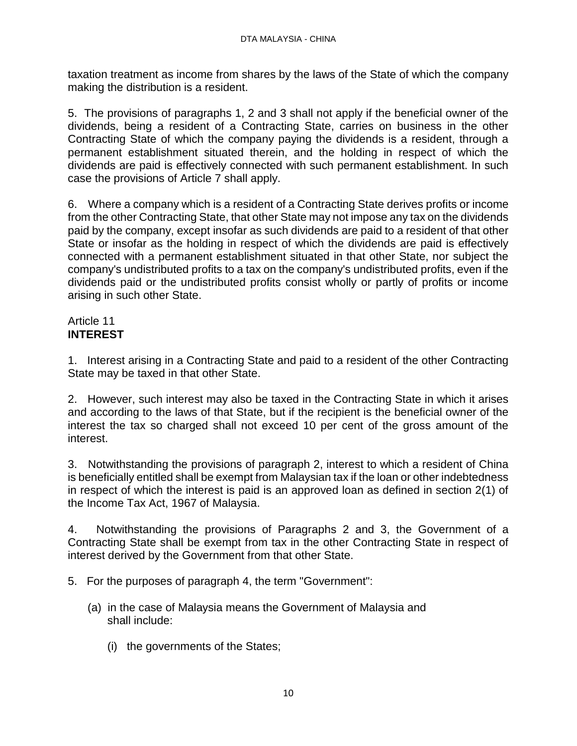taxation treatment as income from shares by the laws of the State of which the company making the distribution is a resident.

5. The provisions of paragraphs 1, 2 and 3 shall not apply if the beneficial owner of the dividends, being a resident of a Contracting State, carries on business in the other Contracting State of which the company paying the dividends is a resident, through a permanent establishment situated therein, and the holding in respect of which the dividends are paid is effectively connected with such permanent establishment. In such case the provisions of Article 7 shall apply.

6. Where a company which is a resident of a Contracting State derives profits or income from the other Contracting State, that other State may not impose any tax on the dividends paid by the company, except insofar as such dividends are paid to a resident of that other State or insofar as the holding in respect of which the dividends are paid is effectively connected with a permanent establishment situated in that other State, nor subject the company's undistributed profits to a tax on the company's undistributed profits, even if the dividends paid or the undistributed profits consist wholly or partly of profits or income arising in such other State.

## Article 11
## **INTEREST**

1. Interest arising in a Contracting State and paid to a resident of the other Contracting State may be taxed in that other State.

2. However, such interest may also be taxed in the Contracting State in which it arises and according to the laws of that State, but if the recipient is the beneficial owner of the interest the tax so charged shall not exceed 10 per cent of the gross amount of the interest.

3. Notwithstanding the provisions of paragraph 2, interest to which a resident of China is beneficially entitled shall be exempt from Malaysian tax if the loan or other indebtedness in respect of which the interest is paid is an approved loan as defined in section 2(1) of the Income Tax Act, 1967 of Malaysia.

4. Notwithstanding the provisions of Paragraphs 2 and 3, the Government of a Contracting State shall be exempt from tax in the other Contracting State in respect of interest derived by the Government from that other State.

5. For the purposes of paragraph 4, the term "Government":

   (a) in the case of Malaysia means the Government of Malaysia and shall include:

      (i) the governments of the States;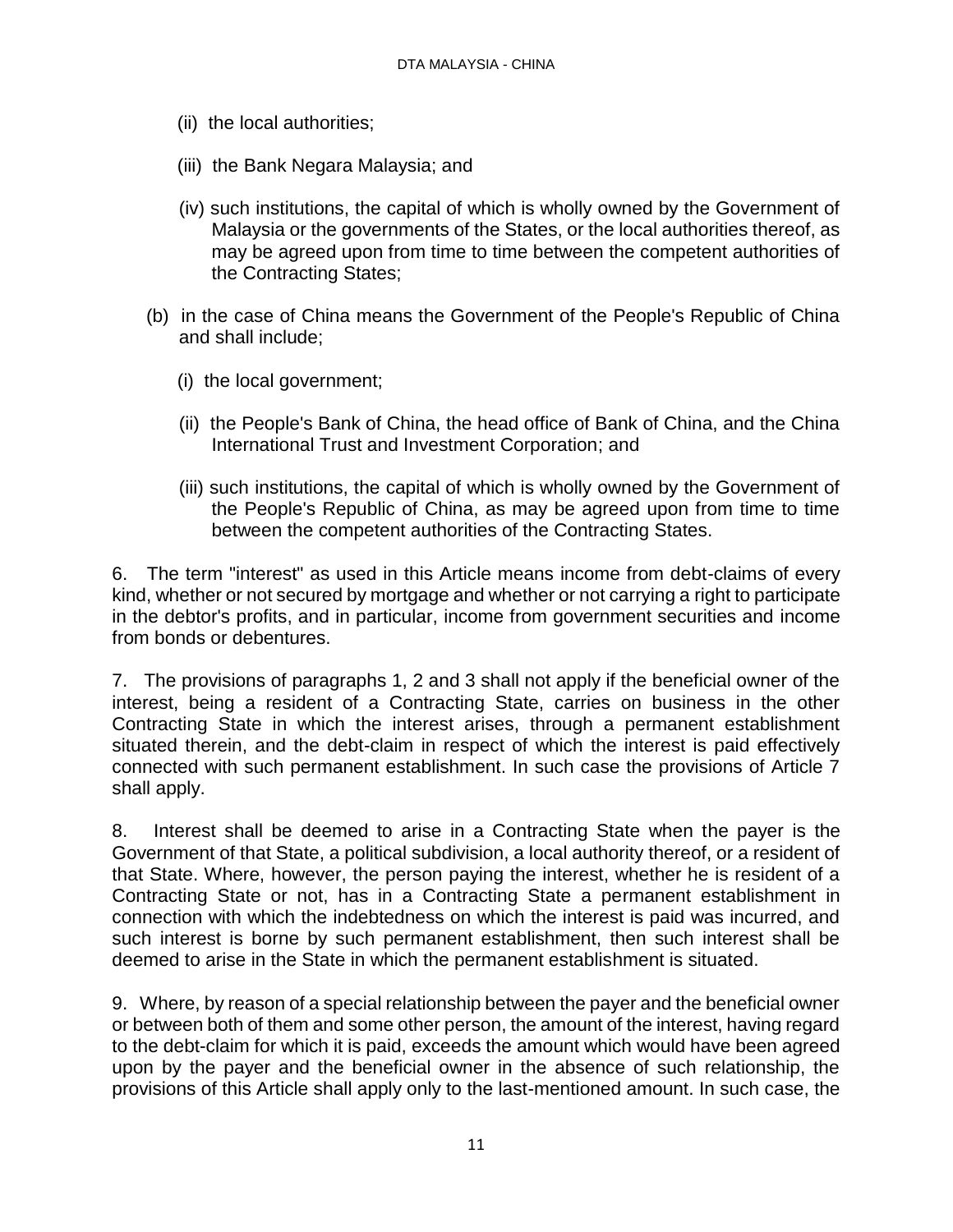(ii) the local authorities;

(iii) the Bank Negara Malaysia; and

(iv) such institutions, the capital of which is wholly owned by the Government of Malaysia or the governments of the States, or the local authorities thereof, as may be agreed upon from time to time between the competent authorities of the Contracting States;

(b) in the case of China means the Government of the People's Republic of China and shall include;

(i) the local government;

(ii) the People's Bank of China, the head office of Bank of China, and the China International Trust and Investment Corporation; and

(iii) such institutions, the capital of which is wholly owned by the Government of the People's Republic of China, as may be agreed upon from time to time between the competent authorities of the Contracting States.

6. The term "interest" as used in this Article means income from debt-claims of every kind, whether or not secured by mortgage and whether or not carrying a right to participate in the debtor's profits, and in particular, income from government securities and income from bonds or debentures.

7. The provisions of paragraphs 1, 2 and 3 shall not apply if the beneficial owner of the interest, being a resident of a Contracting State, carries on business in the other Contracting State in which the interest arises, through a permanent establishment situated therein, and the debt-claim in respect of which the interest is paid effectively connected with such permanent establishment. In such case the provisions of Article 7 shall apply.

8. Interest shall be deemed to arise in a Contracting State when the payer is the Government of that State, a political subdivision, a local authority thereof, or a resident of that State. Where, however, the person paying the interest, whether he is resident of a Contracting State or not, has in a Contracting State a permanent establishment in connection with which the indebtedness on which the interest is paid was incurred, and such interest is borne by such permanent establishment, then such interest shall be deemed to arise in the State in which the permanent establishment is situated.

9. Where, by reason of a special relationship between the payer and the beneficial owner or between both of them and some other person, the amount of the interest, having regard to the debt-claim for which it is paid, exceeds the amount which would have been agreed upon by the payer and the beneficial owner in the absence of such relationship, the provisions of this Article shall apply only to the last-mentioned amount. In such case, the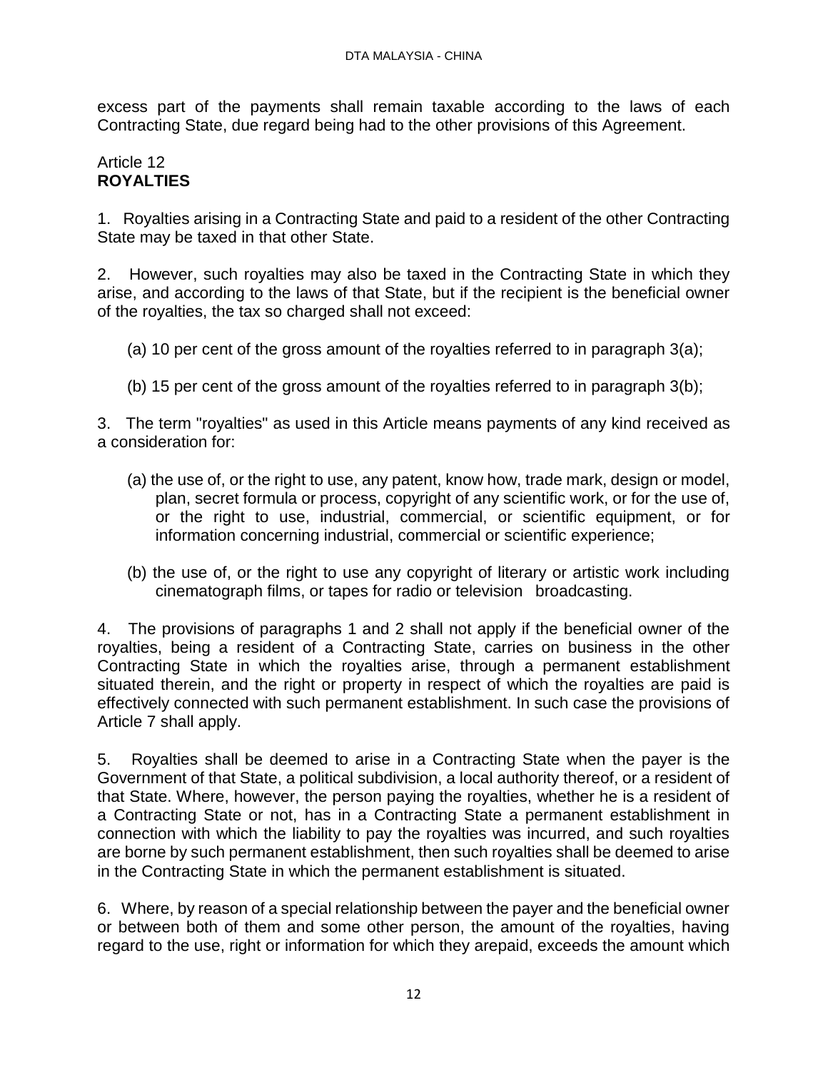excess part of the payments shall remain taxable according to the laws of each Contracting State, due regard being had to the other provisions of this Agreement.

## Article 12
## **ROYALTIES**

1. Royalties arising in a Contracting State and paid to a resident of the other Contracting State may be taxed in that other State.

2. However, such royalties may also be taxed in the Contracting State in which they arise, and according to the laws of that State, but if the recipient is the beneficial owner of the royalties, the tax so charged shall not exceed:

(a) 10 per cent of the gross amount of the royalties referred to in paragraph 3(a);

(b) 15 per cent of the gross amount of the royalties referred to in paragraph 3(b);

3. The term "royalties" as used in this Article means payments of any kind received as a consideration for:

(a) the use of, or the right to use, any patent, know how, trade mark, design or model, plan, secret formula or process, copyright of any scientific work, or for the use of, or the right to use, industrial, commercial, or scientific equipment, or for information concerning industrial, commercial or scientific experience;

(b) the use of, or the right to use any copyright of literary or artistic work including cinematograph films, or tapes for radio or television broadcasting.

4. The provisions of paragraphs 1 and 2 shall not apply if the beneficial owner of the royalties, being a resident of a Contracting State, carries on business in the other Contracting State in which the royalties arise, through a permanent establishment situated therein, and the right or property in respect of which the royalties are paid is effectively connected with such permanent establishment. In such case the provisions of Article 7 shall apply.

5. Royalties shall be deemed to arise in a Contracting State when the payer is the Government of that State, a political subdivision, a local authority thereof, or a resident of that State. Where, however, the person paying the royalties, whether he is a resident of a Contracting State or not, has in a Contracting State a permanent establishment in connection with which the liability to pay the royalties was incurred, and such royalties are borne by such permanent establishment, then such royalties shall be deemed to arise in the Contracting State in which the permanent establishment is situated.

6. Where, by reason of a special relationship between the payer and the beneficial owner or between both of them and some other person, the amount of the royalties, having regard to the use, right or information for which they arepaid, exceeds the amount which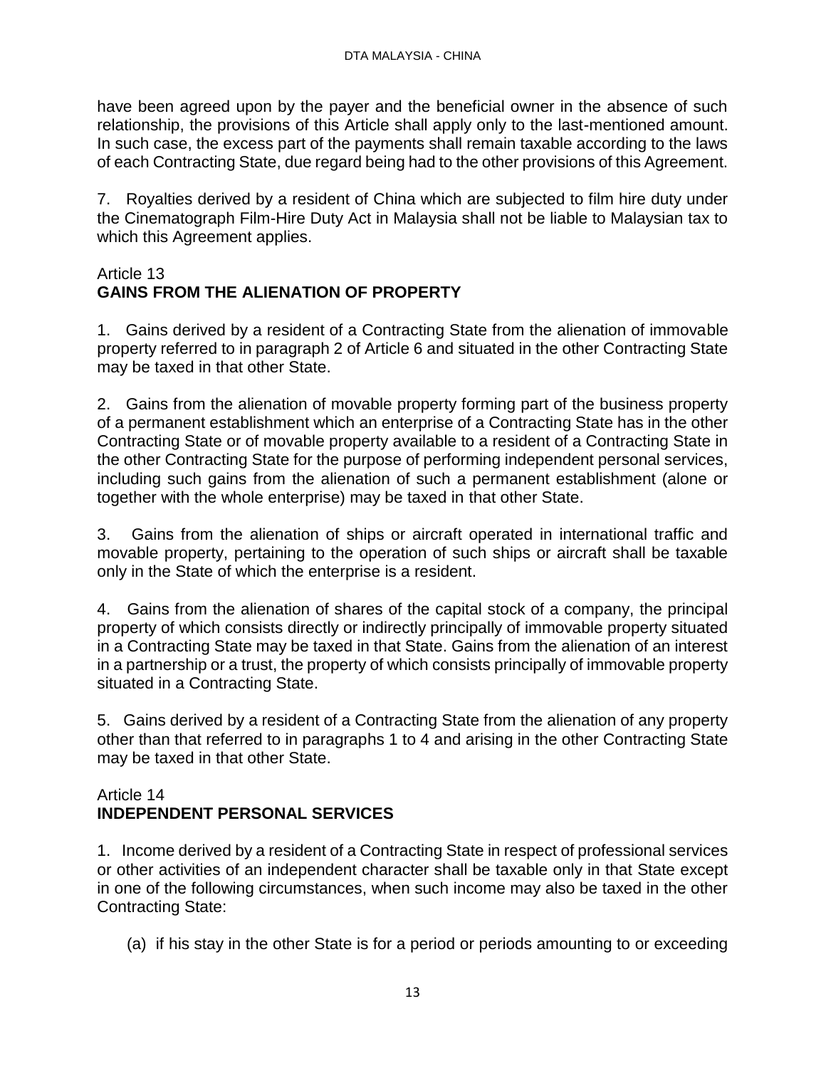have been agreed upon by the payer and the beneficial owner in the absence of such relationship, the provisions of this Article shall apply only to the last-mentioned amount. In such case, the excess part of the payments shall remain taxable according to the laws of each Contracting State, due regard being had to the other provisions of this Agreement.

7. Royalties derived by a resident of China which are subjected to film hire duty under the Cinematograph Film-Hire Duty Act in Malaysia shall not be liable to Malaysian tax to which this Agreement applies.

Article 13
## GAINS FROM THE ALIENATION OF PROPERTY

1. Gains derived by a resident of a Contracting State from the alienation of immovable property referred to in paragraph 2 of Article 6 and situated in the other Contracting State may be taxed in that other State.

2. Gains from the alienation of movable property forming part of the business property of a permanent establishment which an enterprise of a Contracting State has in the other Contracting State or of movable property available to a resident of a Contracting State in the other Contracting State for the purpose of performing independent personal services, including such gains from the alienation of such a permanent establishment (alone or together with the whole enterprise) may be taxed in that other State.

3. Gains from the alienation of ships or aircraft operated in international traffic and movable property, pertaining to the operation of such ships or aircraft shall be taxable only in the State of which the enterprise is a resident.

4. Gains from the alienation of shares of the capital stock of a company, the principal property of which consists directly or indirectly principally of immovable property situated in a Contracting State may be taxed in that State. Gains from the alienation of an interest in a partnership or a trust, the property of which consists principally of immovable property situated in a Contracting State.

5. Gains derived by a resident of a Contracting State from the alienation of any property other than that referred to in paragraphs 1 to 4 and arising in the other Contracting State may be taxed in that other State.

Article 14
## INDEPENDENT PERSONAL SERVICES

1. Income derived by a resident of a Contracting State in respect of professional services or other activities of an independent character shall be taxable only in that State except in one of the following circumstances, when such income may also be taxed in the other Contracting State:

(a) if his stay in the other State is for a period or periods amounting to or exceeding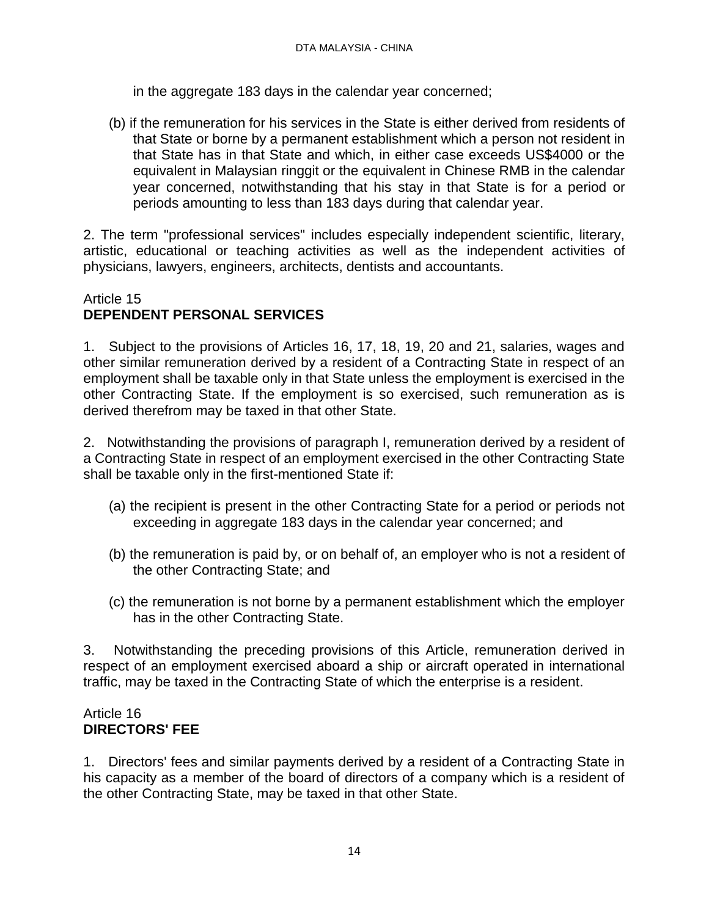in the aggregate 183 days in the calendar year concerned;

(b) if the remuneration for his services in the State is either derived from residents of that State or borne by a permanent establishment which a person not resident in that State has in that State and which, in either case exceeds US$4000 or the equivalent in Malaysian ringgit or the equivalent in Chinese RMB in the calendar year concerned, notwithstanding that his stay in that State is for a period or periods amounting to less than 183 days during that calendar year.

2. The term "professional services" includes especially independent scientific, literary, artistic, educational or teaching activities as well as the independent activities of physicians, lawyers, engineers, architects, dentists and accountants.

Article 15
**DEPENDENT PERSONAL SERVICES**

1. Subject to the provisions of Articles 16, 17, 18, 19, 20 and 21, salaries, wages and other similar remuneration derived by a resident of a Contracting State in respect of an employment shall be taxable only in that State unless the employment is exercised in the other Contracting State. If the employment is so exercised, such remuneration as is derived therefrom may be taxed in that other State.

2. Notwithstanding the provisions of paragraph I, remuneration derived by a resident of a Contracting State in respect of an employment exercised in the other Contracting State shall be taxable only in the first-mentioned State if:

(a) the recipient is present in the other Contracting State for a period or periods not exceeding in aggregate 183 days in the calendar year concerned; and

(b) the remuneration is paid by, or on behalf of, an employer who is not a resident of the other Contracting State; and

(c) the remuneration is not borne by a permanent establishment which the employer has in the other Contracting State.

3. Notwithstanding the preceding provisions of this Article, remuneration derived in respect of an employment exercised aboard a ship or aircraft operated in international traffic, may be taxed in the Contracting State of which the enterprise is a resident.

Article 16
**DIRECTORS' FEE**

1. Directors' fees and similar payments derived by a resident of a Contracting State in his capacity as a member of the board of directors of a company which is a resident of the other Contracting State, may be taxed in that other State.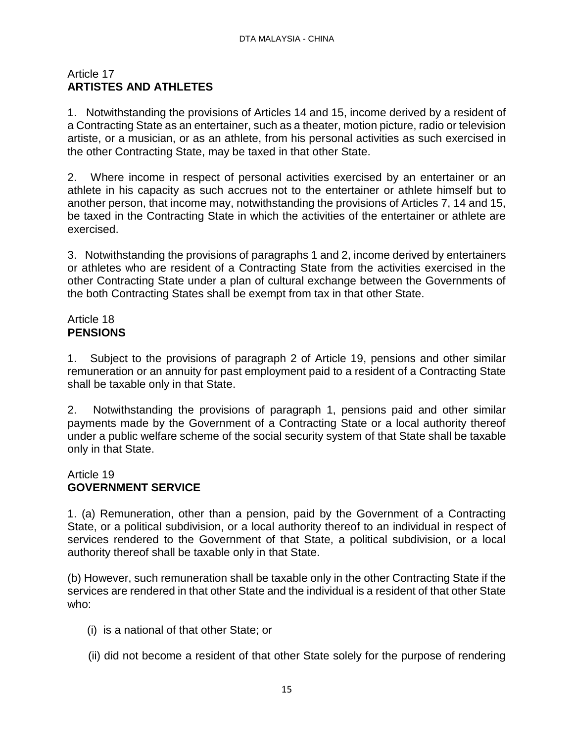## Article 17
**ARTISTES AND ATHLETES**

1. Notwithstanding the provisions of Articles 14 and 15, income derived by a resident of a Contracting State as an entertainer, such as a theater, motion picture, radio or television artiste, or a musician, or as an athlete, from his personal activities as such exercised in the other Contracting State, may be taxed in that other State.

2. Where income in respect of personal activities exercised by an entertainer or an athlete in his capacity as such accrues not to the entertainer or athlete himself but to another person, that income may, notwithstanding the provisions of Articles 7, 14 and 15, be taxed in the Contracting State in which the activities of the entertainer or athlete are exercised.

3. Notwithstanding the provisions of paragraphs 1 and 2, income derived by entertainers or athletes who are resident of a Contracting State from the activities exercised in the other Contracting State under a plan of cultural exchange between the Governments of the both Contracting States shall be exempt from tax in that other State.

## Article 18
**PENSIONS**

1. Subject to the provisions of paragraph 2 of Article 19, pensions and other similar remuneration or an annuity for past employment paid to a resident of a Contracting State shall be taxable only in that State.

2. Notwithstanding the provisions of paragraph 1, pensions paid and other similar payments made by the Government of a Contracting State or a local authority thereof under a public welfare scheme of the social security system of that State shall be taxable only in that State.

## Article 19
**GOVERNMENT SERVICE**

1. (a) Remuneration, other than a pension, paid by the Government of a Contracting State, or a political subdivision, or a local authority thereof to an individual in respect of services rendered to the Government of that State, a political subdivision, or a local authority thereof shall be taxable only in that State.

(b) However, such remuneration shall be taxable only in the other Contracting State if the services are rendered in that other State and the individual is a resident of that other State who:

(i) is a national of that other State; or

(ii) did not become a resident of that other State solely for the purpose of rendering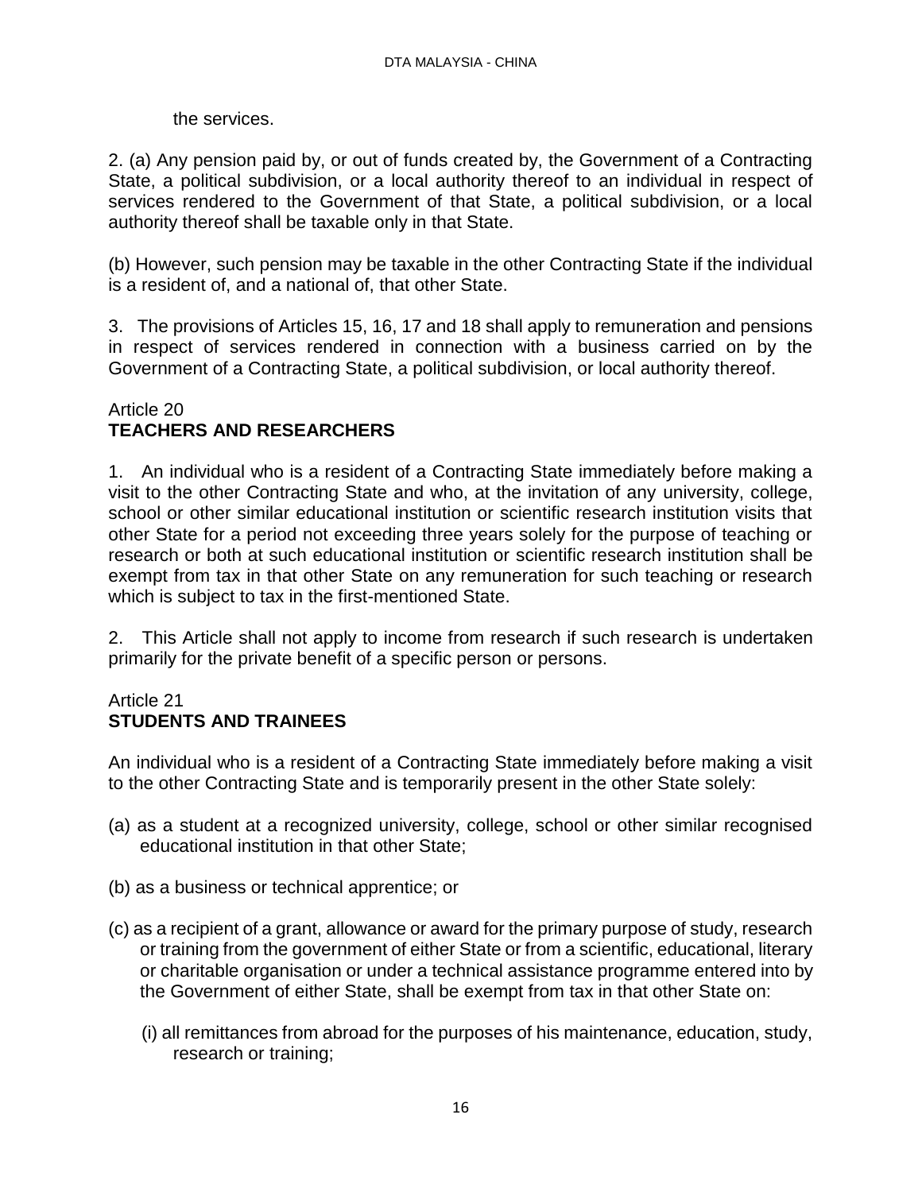the services.

2. (a) Any pension paid by, or out of funds created by, the Government of a Contracting State, a political subdivision, or a local authority thereof to an individual in respect of services rendered to the Government of that State, a political subdivision, or a local authority thereof shall be taxable only in that State.

(b) However, such pension may be taxable in the other Contracting State if the individual is a resident of, and a national of, that other State.

3. The provisions of Articles 15, 16, 17 and 18 shall apply to remuneration and pensions in respect of services rendered in connection with a business carried on by the Government of a Contracting State, a political subdivision, or local authority thereof.

## Article 20
## TEACHERS AND RESEARCHERS

1. An individual who is a resident of a Contracting State immediately before making a visit to the other Contracting State and who, at the invitation of any university, college, school or other similar educational institution or scientific research institution visits that other State for a period not exceeding three years solely for the purpose of teaching or research or both at such educational institution or scientific research institution shall be exempt from tax in that other State on any remuneration for such teaching or research which is subject to tax in the first-mentioned State.

2. This Article shall not apply to income from research if such research is undertaken primarily for the private benefit of a specific person or persons.

## Article 21
## STUDENTS AND TRAINEES

An individual who is a resident of a Contracting State immediately before making a visit to the other Contracting State and is temporarily present in the other State solely:

(a) as a student at a recognized university, college, school or other similar recognised educational institution in that other State;

(b) as a business or technical apprentice; or

(c) as a recipient of a grant, allowance or award for the primary purpose of study, research or training from the government of either State or from a scientific, educational, literary or charitable organisation or under a technical assistance programme entered into by the Government of either State, shall be exempt from tax in that other State on:

(i) all remittances from abroad for the purposes of his maintenance, education, study, research or training;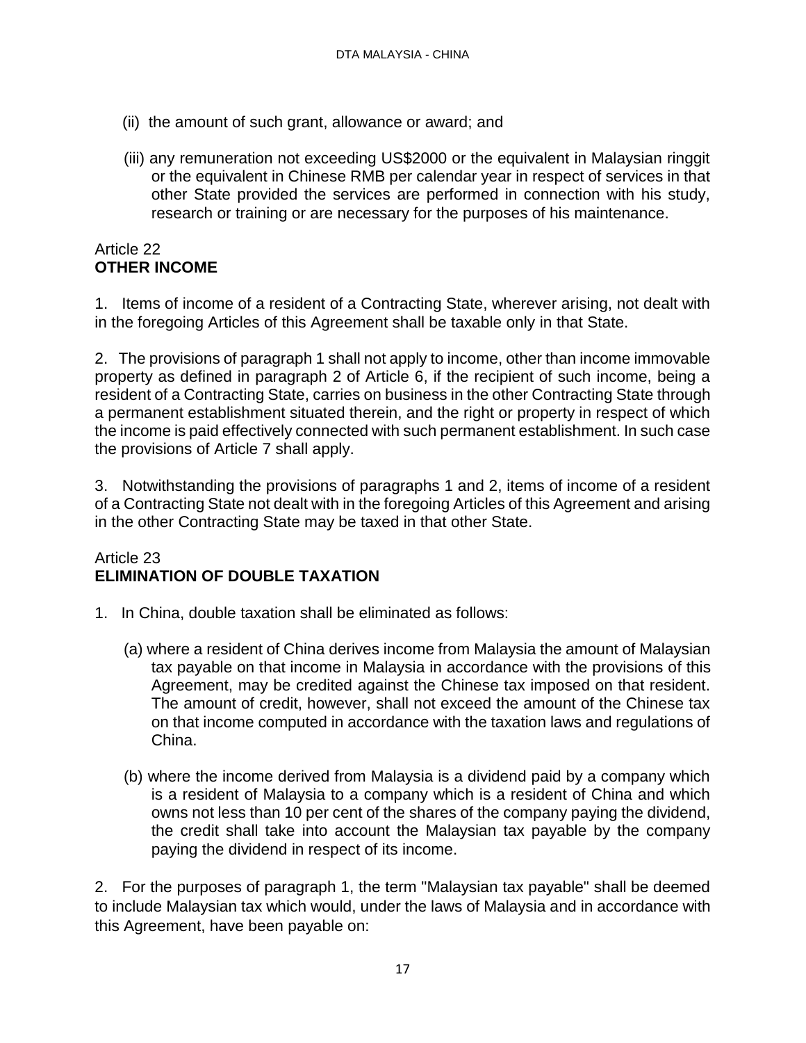(ii) the amount of such grant, allowance or award; and

(iii) any remuneration not exceeding US$2000 or the equivalent in Malaysian ringgit or the equivalent in Chinese RMB per calendar year in respect of services in that other State provided the services are performed in connection with his study, research or training or are necessary for the purposes of his maintenance.

Article 22
**OTHER INCOME**

1. Items of income of a resident of a Contracting State, wherever arising, not dealt with in the foregoing Articles of this Agreement shall be taxable only in that State.

2. The provisions of paragraph 1 shall not apply to income, other than income immovable property as defined in paragraph 2 of Article 6, if the recipient of such income, being a resident of a Contracting State, carries on business in the other Contracting State through a permanent establishment situated therein, and the right or property in respect of which the income is paid effectively connected with such permanent establishment. In such case the provisions of Article 7 shall apply.

3. Notwithstanding the provisions of paragraphs 1 and 2, items of income of a resident of a Contracting State not dealt with in the foregoing Articles of this Agreement and arising in the other Contracting State may be taxed in that other State.

Article 23
**ELIMINATION OF DOUBLE TAXATION**

1. In China, double taxation shall be eliminated as follows:

(a) where a resident of China derives income from Malaysia the amount of Malaysian tax payable on that income in Malaysia in accordance with the provisions of this Agreement, may be credited against the Chinese tax imposed on that resident. The amount of credit, however, shall not exceed the amount of the Chinese tax on that income computed in accordance with the taxation laws and regulations of China.

(b) where the income derived from Malaysia is a dividend paid by a company which is a resident of Malaysia to a company which is a resident of China and which owns not less than 10 per cent of the shares of the company paying the dividend, the credit shall take into account the Malaysian tax payable by the company paying the dividend in respect of its income.

2. For the purposes of paragraph 1, the term "Malaysian tax payable" shall be deemed to include Malaysian tax which would, under the laws of Malaysia and in accordance with this Agreement, have been payable on: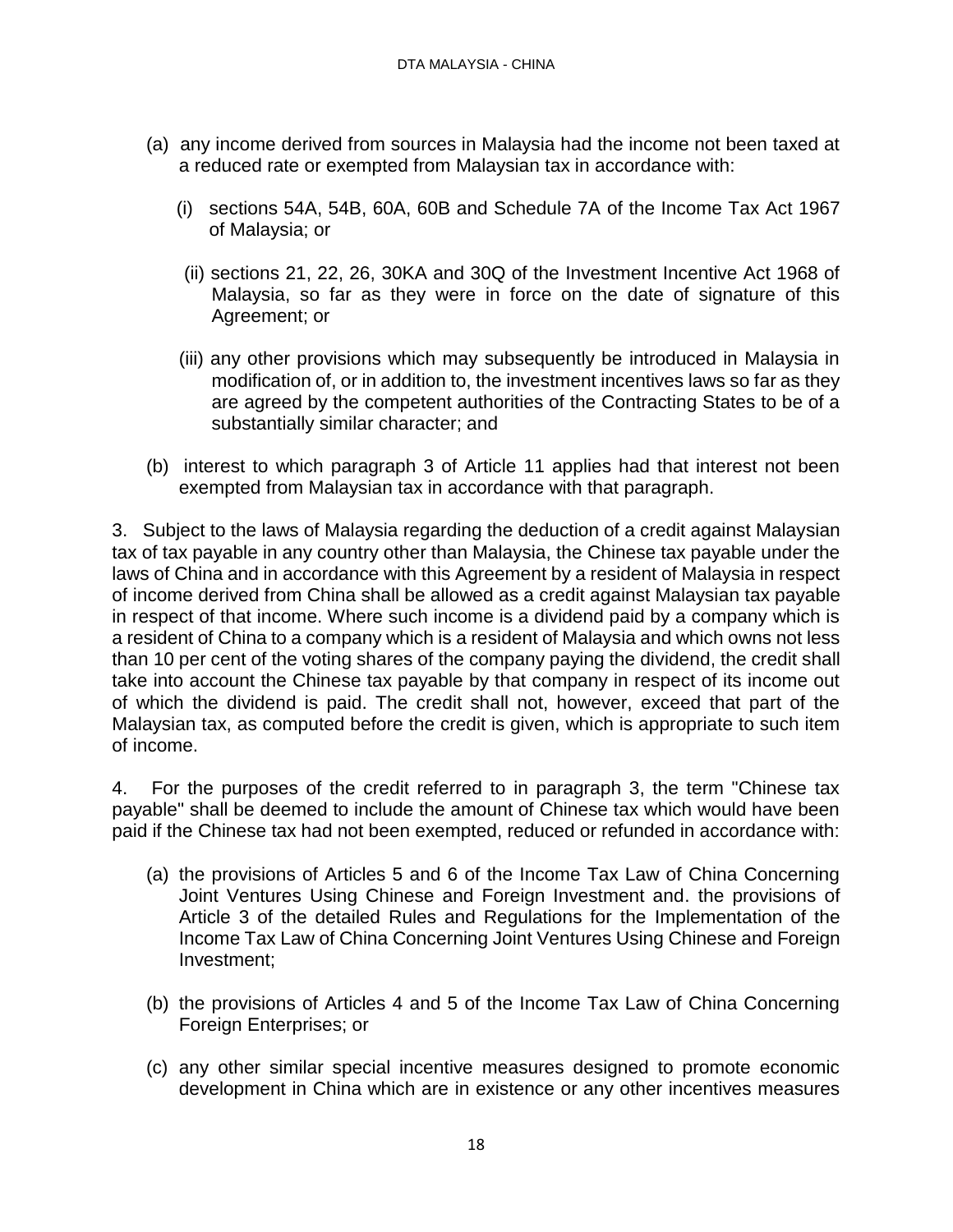(a) any income derived from sources in Malaysia had the income not been taxed at a reduced rate or exempted from Malaysian tax in accordance with:

   (i) sections 54A, 54B, 60A, 60B and Schedule 7A of the Income Tax Act 1967 of Malaysia; or

   (ii) sections 21, 22, 26, 30KA and 30Q of the Investment Incentive Act 1968 of Malaysia, so far as they were in force on the date of signature of this Agreement; or

   (iii) any other provisions which may subsequently be introduced in Malaysia in modification of, or in addition to, the investment incentives laws so far as they are agreed by the competent authorities of the Contracting States to be of a substantially similar character; and

(b) interest to which paragraph 3 of Article 11 applies had that interest not been exempted from Malaysian tax in accordance with that paragraph.

3. Subject to the laws of Malaysia regarding the deduction of a credit against Malaysian tax of tax payable in any country other than Malaysia, the Chinese tax payable under the laws of China and in accordance with this Agreement by a resident of Malaysia in respect of income derived from China shall be allowed as a credit against Malaysian tax payable in respect of that income. Where such income is a dividend paid by a company which is a resident of China to a company which is a resident of Malaysia and which owns not less than 10 per cent of the voting shares of the company paying the dividend, the credit shall take into account the Chinese tax payable by that company in respect of its income out of which the dividend is paid. The credit shall not, however, exceed that part of the Malaysian tax, as computed before the credit is given, which is appropriate to such item of income.

4. For the purposes of the credit referred to in paragraph 3, the term "Chinese tax payable" shall be deemed to include the amount of Chinese tax which would have been paid if the Chinese tax had not been exempted, reduced or refunded in accordance with:

(a) the provisions of Articles 5 and 6 of the Income Tax Law of China Concerning Joint Ventures Using Chinese and Foreign Investment and. the provisions of Article 3 of the detailed Rules and Regulations for the Implementation of the Income Tax Law of China Concerning Joint Ventures Using Chinese and Foreign Investment;

(b) the provisions of Articles 4 and 5 of the Income Tax Law of China Concerning Foreign Enterprises; or

(c) any other similar special incentive measures designed to promote economic development in China which are in existence or any other incentives measures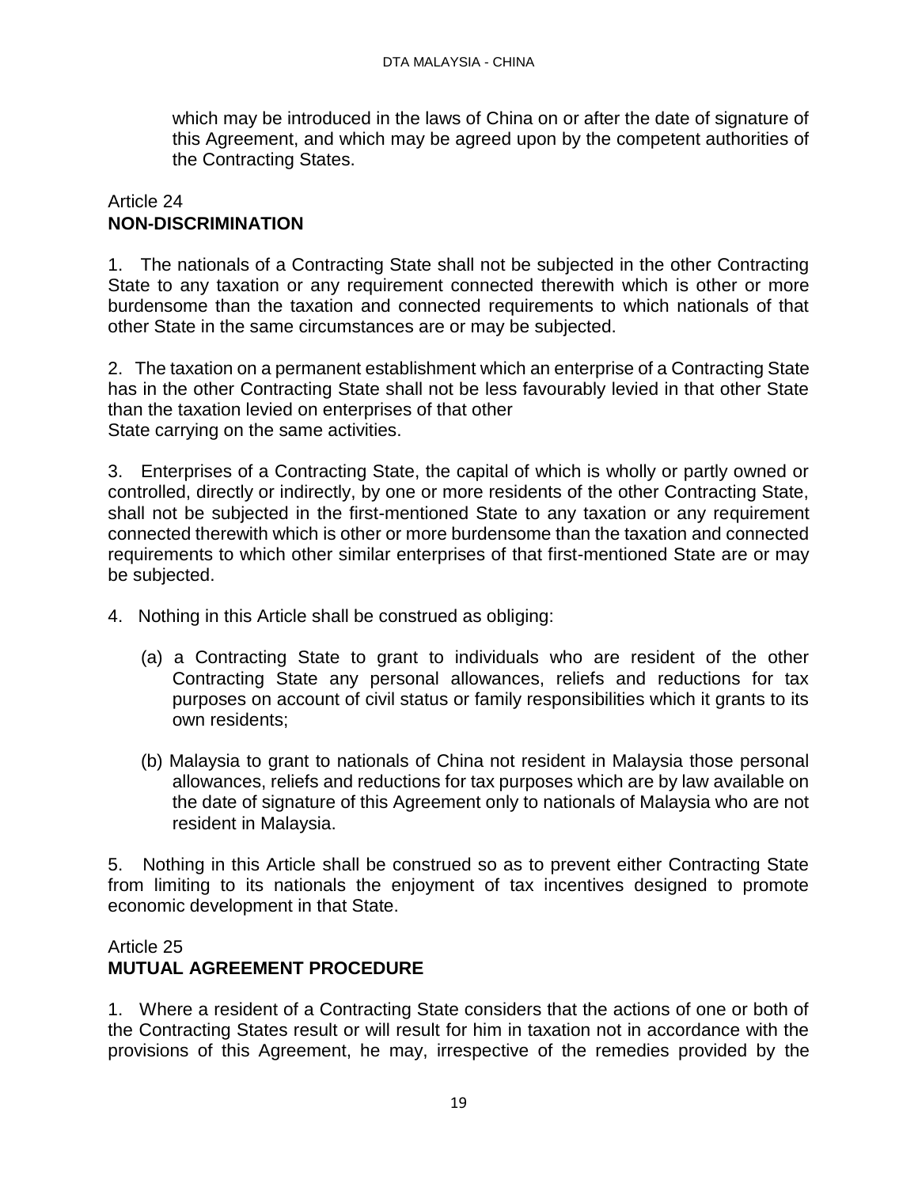which may be introduced in the laws of China on or after the date of signature of this Agreement, and which may be agreed upon by the competent authorities of the Contracting States.

## Article 24
## NON-DISCRIMINATION

1. The nationals of a Contracting State shall not be subjected in the other Contracting State to any taxation or any requirement connected therewith which is other or more burdensome than the taxation and connected requirements to which nationals of that other State in the same circumstances are or may be subjected.

2. The taxation on a permanent establishment which an enterprise of a Contracting State has in the other Contracting State shall not be less favourably levied in that other State than the taxation levied on enterprises of that other State carrying on the same activities.

3. Enterprises of a Contracting State, the capital of which is wholly or partly owned or controlled, directly or indirectly, by one or more residents of the other Contracting State, shall not be subjected in the first-mentioned State to any taxation or any requirement connected therewith which is other or more burdensome than the taxation and connected requirements to which other similar enterprises of that first-mentioned State are or may be subjected.

4. Nothing in this Article shall be construed as obliging:

(a) a Contracting State to grant to individuals who are resident of the other Contracting State any personal allowances, reliefs and reductions for tax purposes on account of civil status or family responsibilities which it grants to its own residents;

(b) Malaysia to grant to nationals of China not resident in Malaysia those personal allowances, reliefs and reductions for tax purposes which are by law available on the date of signature of this Agreement only to nationals of Malaysia who are not resident in Malaysia.

5. Nothing in this Article shall be construed so as to prevent either Contracting State from limiting to its nationals the enjoyment of tax incentives designed to promote economic development in that State.

## Article 25
## MUTUAL AGREEMENT PROCEDURE

1. Where a resident of a Contracting State considers that the actions of one or both of the Contracting States result or will result for him in taxation not in accordance with the provisions of this Agreement, he may, irrespective of the remedies provided by the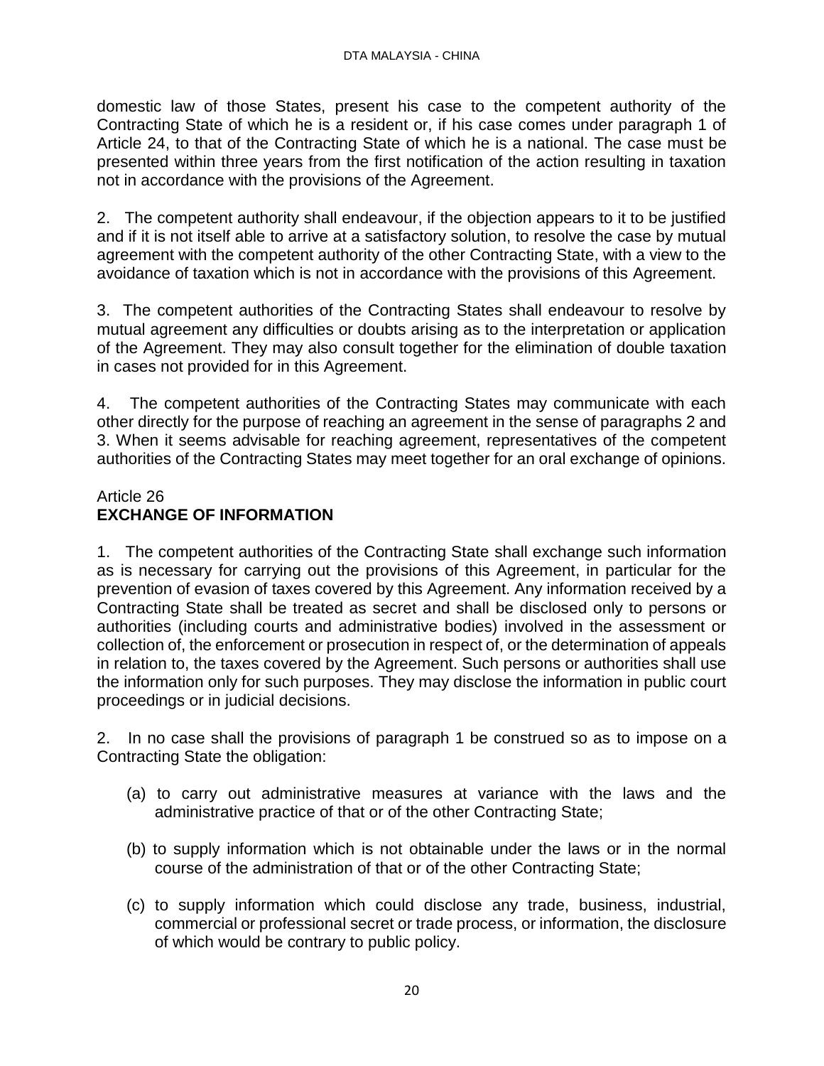domestic law of those States, present his case to the competent authority of the Contracting State of which he is a resident or, if his case comes under paragraph 1 of Article 24, to that of the Contracting State of which he is a national. The case must be presented within three years from the first notification of the action resulting in taxation not in accordance with the provisions of the Agreement.

2. The competent authority shall endeavour, if the objection appears to it to be justified and if it is not itself able to arrive at a satisfactory solution, to resolve the case by mutual agreement with the competent authority of the other Contracting State, with a view to the avoidance of taxation which is not in accordance with the provisions of this Agreement.

3. The competent authorities of the Contracting States shall endeavour to resolve by mutual agreement any difficulties or doubts arising as to the interpretation or application of the Agreement. They may also consult together for the elimination of double taxation in cases not provided for in this Agreement.

4. The competent authorities of the Contracting States may communicate with each other directly for the purpose of reaching an agreement in the sense of paragraphs 2 and 3. When it seems advisable for reaching agreement, representatives of the competent authorities of the Contracting States may meet together for an oral exchange of opinions.

## Article 26
## **EXCHANGE OF INFORMATION**

1. The competent authorities of the Contracting State shall exchange such information as is necessary for carrying out the provisions of this Agreement, in particular for the prevention of evasion of taxes covered by this Agreement. Any information received by a Contracting State shall be treated as secret and shall be disclosed only to persons or authorities (including courts and administrative bodies) involved in the assessment or collection of, the enforcement or prosecution in respect of, or the determination of appeals in relation to, the taxes covered by the Agreement. Such persons or authorities shall use the information only for such purposes. They may disclose the information in public court proceedings or in judicial decisions.

2. In no case shall the provisions of paragraph 1 be construed so as to impose on a Contracting State the obligation:

(a) to carry out administrative measures at variance with the laws and the administrative practice of that or of the other Contracting State;

(b) to supply information which is not obtainable under the laws or in the normal course of the administration of that or of the other Contracting State;

(c) to supply information which could disclose any trade, business, industrial, commercial or professional secret or trade process, or information, the disclosure of which would be contrary to public policy.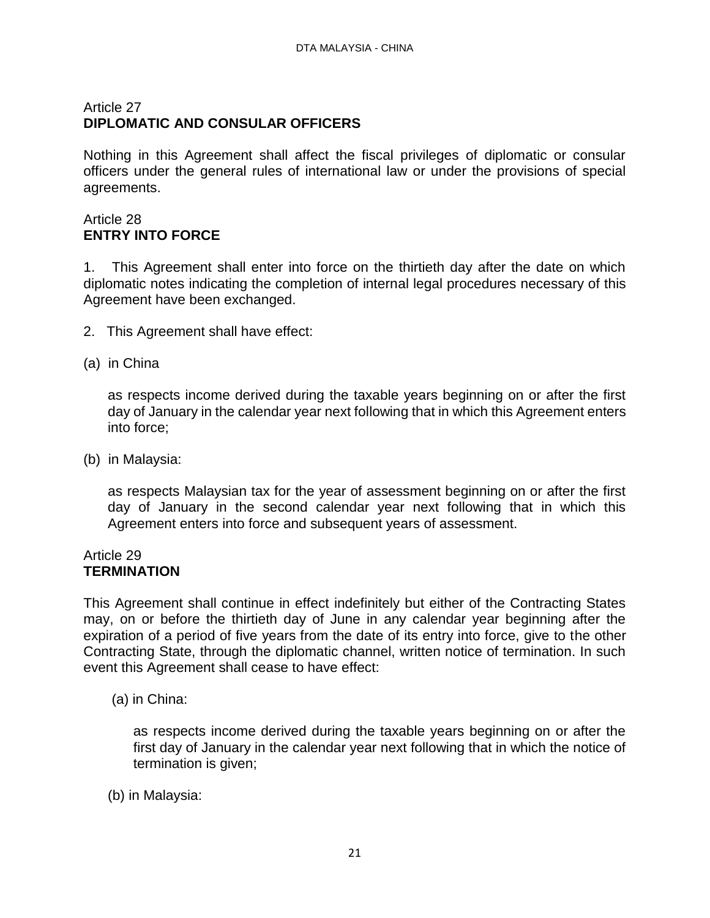Article 27
**DIPLOMATIC AND CONSULAR OFFICERS**

Nothing in this Agreement shall affect the fiscal privileges of diplomatic or consular officers under the general rules of international law or under the provisions of special agreements.

Article 28
**ENTRY INTO FORCE**

1. This Agreement shall enter into force on the thirtieth day after the date on which diplomatic notes indicating the completion of internal legal procedures necessary of this Agreement have been exchanged.

2. This Agreement shall have effect:

(a) in China

as respects income derived during the taxable years beginning on or after the first day of January in the calendar year next following that in which this Agreement enters into force;

(b) in Malaysia:

as respects Malaysian tax for the year of assessment beginning on or after the first day of January in the second calendar year next following that in which this Agreement enters into force and subsequent years of assessment.

Article 29
**TERMINATION**

This Agreement shall continue in effect indefinitely but either of the Contracting States may, on or before the thirtieth day of June in any calendar year beginning after the expiration of a period of five years from the date of its entry into force, give to the other Contracting State, through the diplomatic channel, written notice of termination. In such event this Agreement shall cease to have effect:

(a) in China:

as respects income derived during the taxable years beginning on or after the first day of January in the calendar year next following that in which the notice of termination is given;

(b) in Malaysia: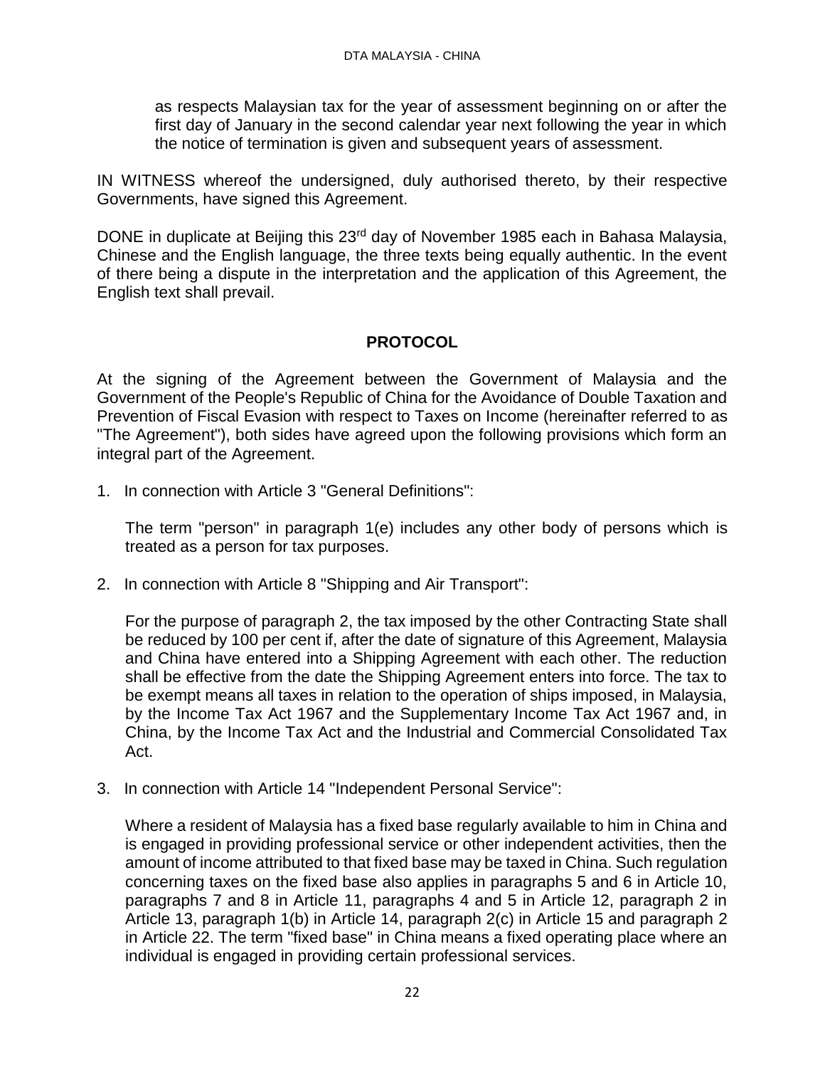as respects Malaysian tax for the year of assessment beginning on or after the first day of January in the second calendar year next following the year in which the notice of termination is given and subsequent years of assessment.

IN WITNESS whereof the undersigned, duly authorised thereto, by their respective Governments, have signed this Agreement.

DONE in duplicate at Beijing this 23rd day of November 1985 each in Bahasa Malaysia, Chinese and the English language, the three texts being equally authentic. In the event of there being a dispute in the interpretation and the application of this Agreement, the English text shall prevail.

## PROTOCOL

At the signing of the Agreement between the Government of Malaysia and the Government of the People's Republic of China for the Avoidance of Double Taxation and Prevention of Fiscal Evasion with respect to Taxes on Income (hereinafter referred to as "The Agreement"), both sides have agreed upon the following provisions which form an integral part of the Agreement.

1. In connection with Article 3 "General Definitions":

   The term "person" in paragraph 1(e) includes any other body of persons which is treated as a person for tax purposes.

2. In connection with Article 8 "Shipping and Air Transport":

   For the purpose of paragraph 2, the tax imposed by the other Contracting State shall be reduced by 100 per cent if, after the date of signature of this Agreement, Malaysia and China have entered into a Shipping Agreement with each other. The reduction shall be effective from the date the Shipping Agreement enters into force. The tax to be exempt means all taxes in relation to the operation of ships imposed, in Malaysia, by the Income Tax Act 1967 and the Supplementary Income Tax Act 1967 and, in China, by the Income Tax Act and the Industrial and Commercial Consolidated Tax Act.

3. In connection with Article 14 "Independent Personal Service":

   Where a resident of Malaysia has a fixed base regularly available to him in China and is engaged in providing professional service or other independent activities, then the amount of income attributed to that fixed base may be taxed in China. Such regulation concerning taxes on the fixed base also applies in paragraphs 5 and 6 in Article 10, paragraphs 7 and 8 in Article 11, paragraphs 4 and 5 in Article 12, paragraph 2 in Article 13, paragraph 1(b) in Article 14, paragraph 2(c) in Article 15 and paragraph 2 in Article 22. The term "fixed base" in China means a fixed operating place where an individual is engaged in providing certain professional services.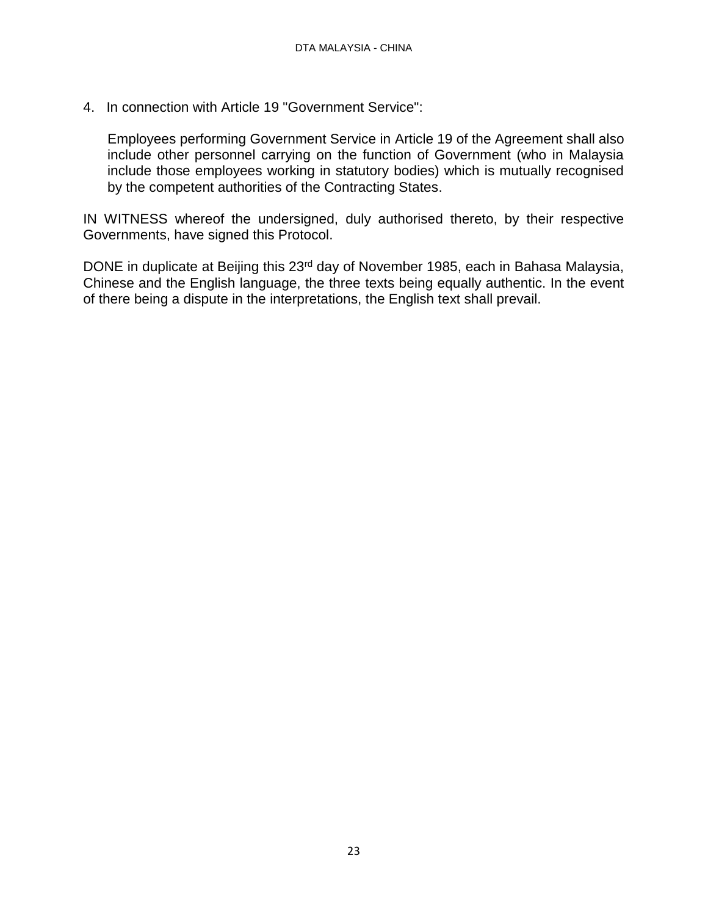4. In connection with Article 19 "Government Service":

   Employees performing Government Service in Article 19 of the Agreement shall also include other personnel carrying on the function of Government (who in Malaysia include those employees working in statutory bodies) which is mutually recognised by the competent authorities of the Contracting States.

IN WITNESS whereof the undersigned, duly authorised thereto, by their respective Governments, have signed this Protocol.

DONE in duplicate at Beijing this 23rd day of November 1985, each in Bahasa Malaysia, Chinese and the English language, the three texts being equally authentic. In the event of there being a dispute in the interpretations, the English text shall prevail.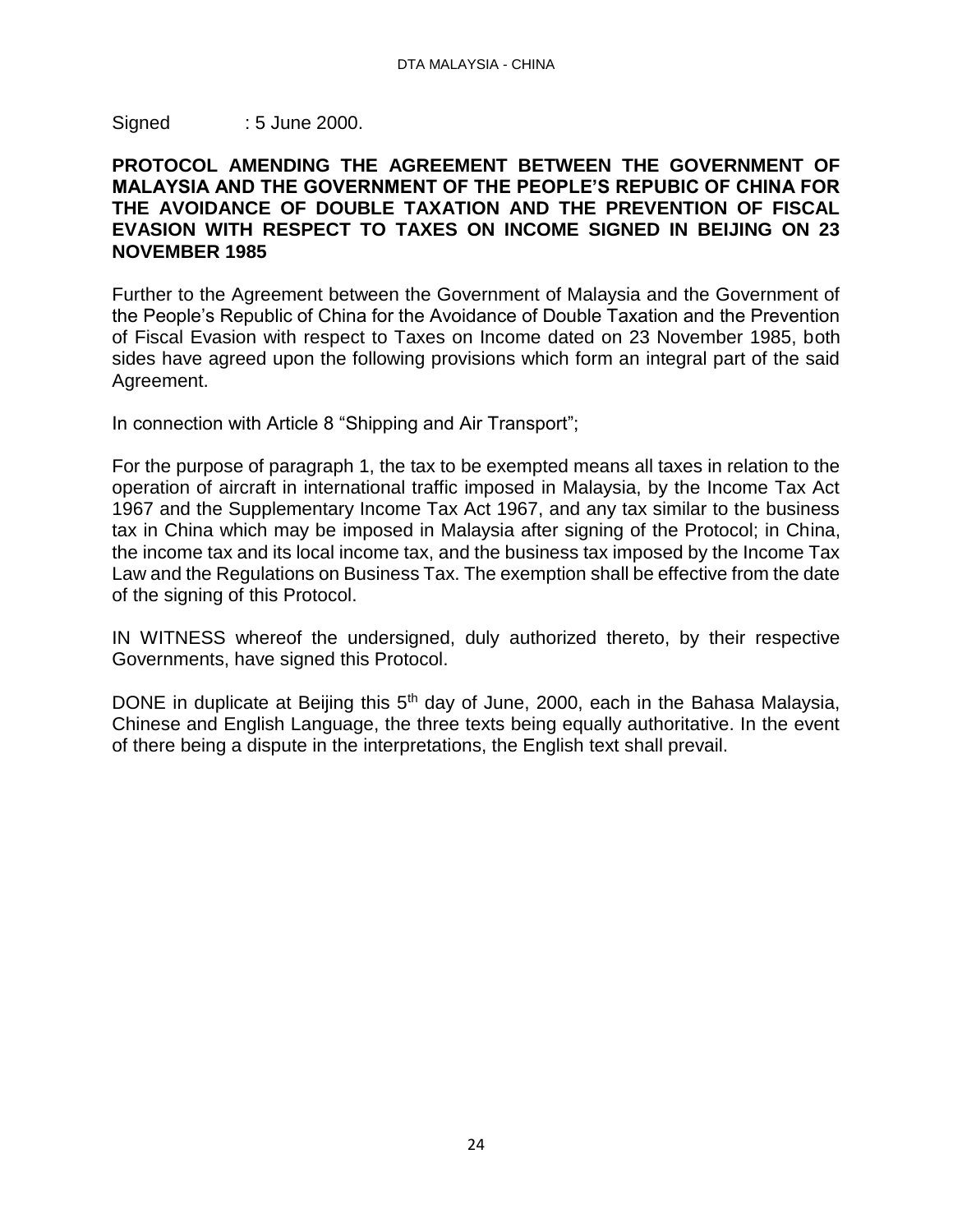Signed : 5 June 2000.

**PROTOCOL AMENDING THE AGREEMENT BETWEEN THE GOVERNMENT OF MALAYSIA AND THE GOVERNMENT OF THE PEOPLE'S REPUBIC OF CHINA FOR THE AVOIDANCE OF DOUBLE TAXATION AND THE PREVENTION OF FISCAL EVASION WITH RESPECT TO TAXES ON INCOME SIGNED IN BEIJING ON 23 NOVEMBER 1985**

Further to the Agreement between the Government of Malaysia and the Government of the People's Republic of China for the Avoidance of Double Taxation and the Prevention of Fiscal Evasion with respect to Taxes on Income dated on 23 November 1985, both sides have agreed upon the following provisions which form an integral part of the said Agreement.

In connection with Article 8 "Shipping and Air Transport";

For the purpose of paragraph 1, the tax to be exempted means all taxes in relation to the operation of aircraft in international traffic imposed in Malaysia, by the Income Tax Act 1967 and the Supplementary Income Tax Act 1967, and any tax similar to the business tax in China which may be imposed in Malaysia after signing of the Protocol; in China, the income tax and its local income tax, and the business tax imposed by the Income Tax Law and the Regulations on Business Tax. The exemption shall be effective from the date of the signing of this Protocol.

IN WITNESS whereof the undersigned, duly authorized thereto, by their respective Governments, have signed this Protocol.

DONE in duplicate at Beijing this 5th day of June, 2000, each in the Bahasa Malaysia, Chinese and English Language, the three texts being equally authoritative. In the event of there being a dispute in the interpretations, the English text shall prevail.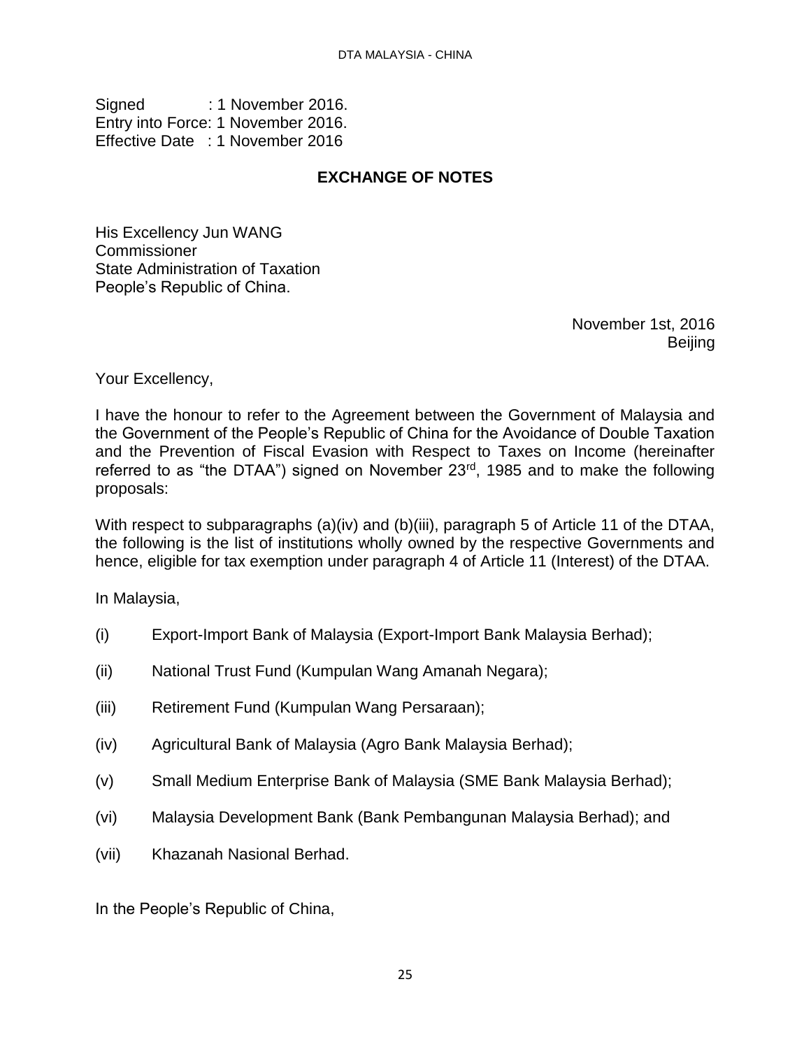Signed : 1 November 2016.
Entry into Force: 1 November 2016.
Effective Date : 1 November 2016

## EXCHANGE OF NOTES

His Excellency Jun WANG
Commissioner
State Administration of Taxation
People's Republic of China.

November 1st, 2016
Beijing

Your Excellency,

I have the honour to refer to the Agreement between the Government of Malaysia and the Government of the People's Republic of China for the Avoidance of Double Taxation and the Prevention of Fiscal Evasion with Respect to Taxes on Income (hereinafter referred to as "the DTAA") signed on November 23rd, 1985 and to make the following proposals:

With respect to subparagraphs (a)(iv) and (b)(iii), paragraph 5 of Article 11 of the DTAA, the following is the list of institutions wholly owned by the respective Governments and hence, eligible for tax exemption under paragraph 4 of Article 11 (Interest) of the DTAA.

In Malaysia,

(i) Export-Import Bank of Malaysia (Export-Import Bank Malaysia Berhad);

(ii) National Trust Fund (Kumpulan Wang Amanah Negara);

(iii) Retirement Fund (Kumpulan Wang Persaraan);

(iv) Agricultural Bank of Malaysia (Agro Bank Malaysia Berhad);

(v) Small Medium Enterprise Bank of Malaysia (SME Bank Malaysia Berhad);

(vi) Malaysia Development Bank (Bank Pembangunan Malaysia Berhad); and

(vii) Khazanah Nasional Berhad.

In the People's Republic of China,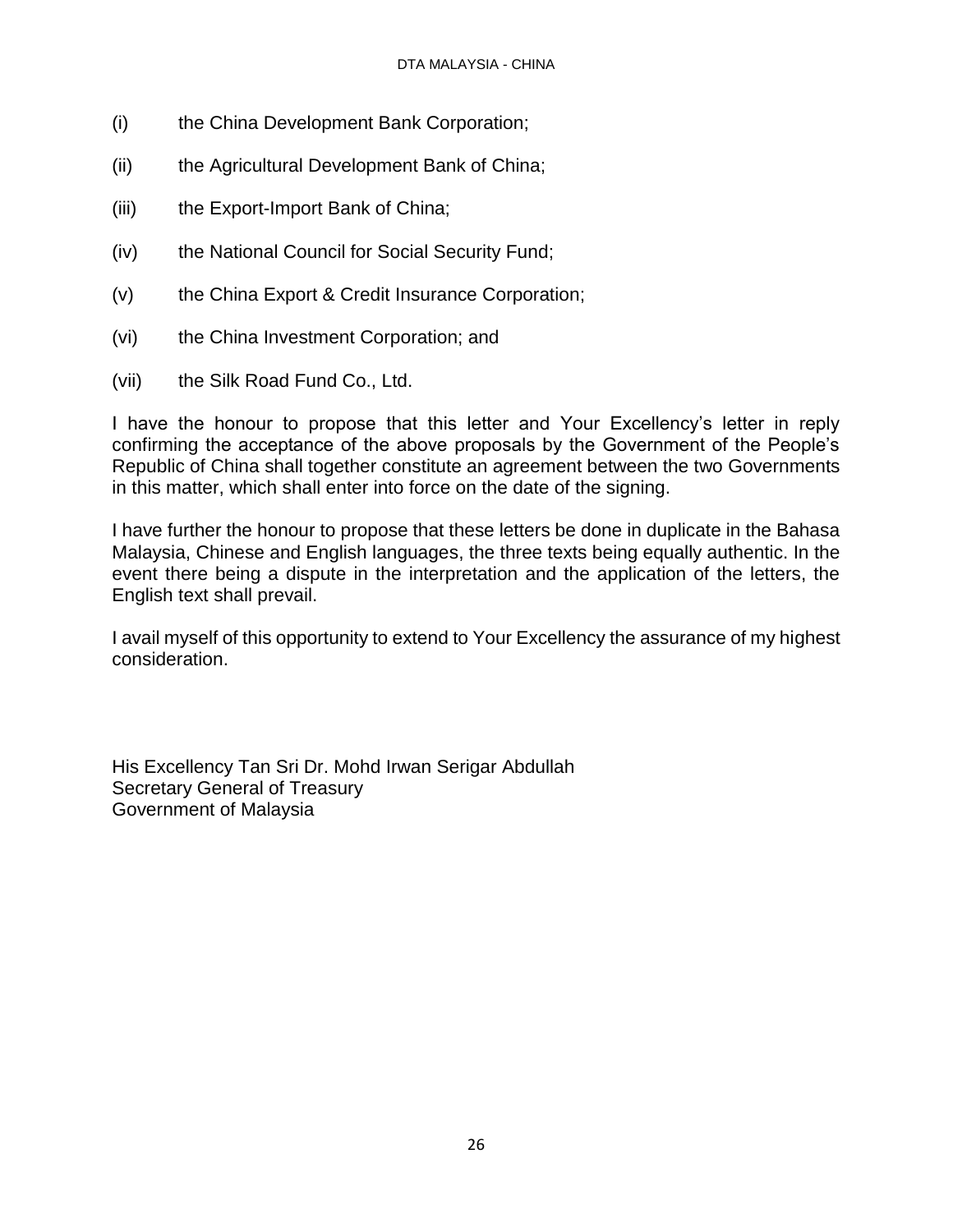(i) the China Development Bank Corporation;

(ii) the Agricultural Development Bank of China;

(iii) the Export-Import Bank of China;

(iv) the National Council for Social Security Fund;

(v) the China Export & Credit Insurance Corporation;

(vi) the China Investment Corporation; and

(vii) the Silk Road Fund Co., Ltd.

I have the honour to propose that this letter and Your Excellency's letter in reply confirming the acceptance of the above proposals by the Government of the People's Republic of China shall together constitute an agreement between the two Governments in this matter, which shall enter into force on the date of the signing.

I have further the honour to propose that these letters be done in duplicate in the Bahasa Malaysia, Chinese and English languages, the three texts being equally authentic. In the event there being a dispute in the interpretation and the application of the letters, the English text shall prevail.

I avail myself of this opportunity to extend to Your Excellency the assurance of my highest consideration.

His Excellency Tan Sri Dr. Mohd Irwan Serigar Abdullah
Secretary General of Treasury
Government of Malaysia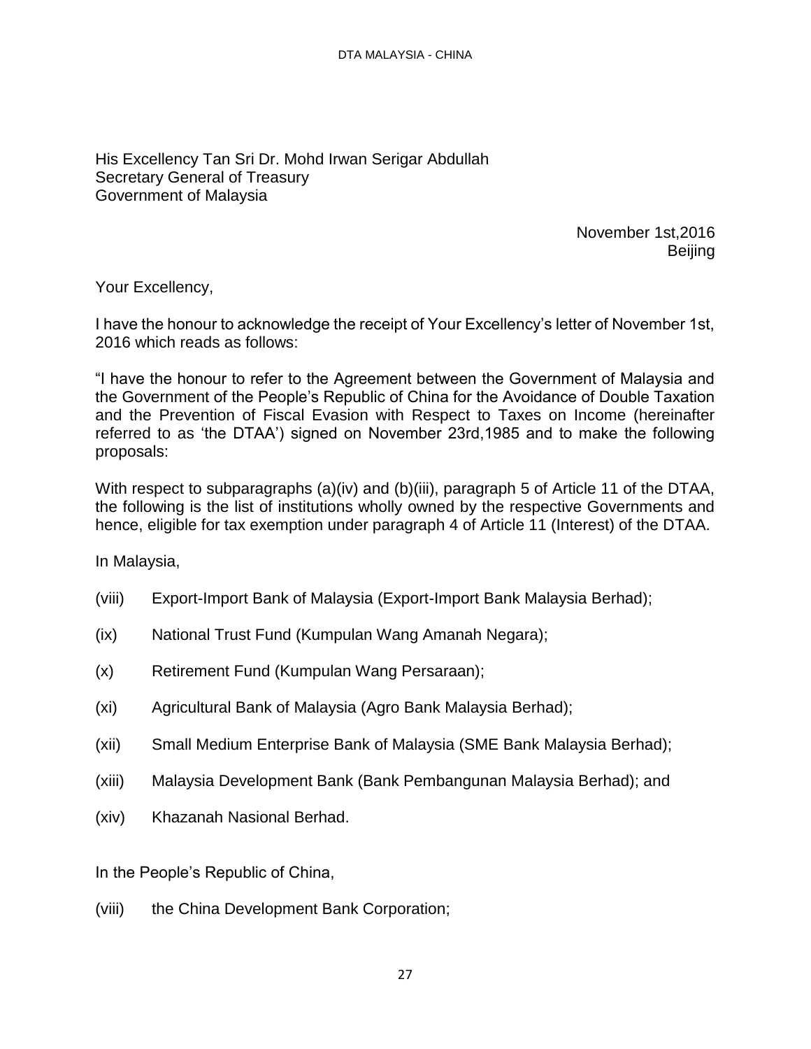His Excellency Tan Sri Dr. Mohd Irwan Serigar Abdullah
Secretary General of Treasury
Government of Malaysia

November 1st,2016
Beijing

Your Excellency,

I have the honour to acknowledge the receipt of Your Excellency's letter of November 1st, 2016 which reads as follows:

"I have the honour to refer to the Agreement between the Government of Malaysia and the Government of the People's Republic of China for the Avoidance of Double Taxation and the Prevention of Fiscal Evasion with Respect to Taxes on Income (hereinafter referred to as 'the DTAA') signed on November 23rd,1985 and to make the following proposals:

With respect to subparagraphs (a)(iv) and (b)(iii), paragraph 5 of Article 11 of the DTAA, the following is the list of institutions wholly owned by the respective Governments and hence, eligible for tax exemption under paragraph 4 of Article 11 (Interest) of the DTAA.

In Malaysia,

(viii) Export-Import Bank of Malaysia (Export-Import Bank Malaysia Berhad);

(ix) National Trust Fund (Kumpulan Wang Amanah Negara);

(x) Retirement Fund (Kumpulan Wang Persaraan);

(xi) Agricultural Bank of Malaysia (Agro Bank Malaysia Berhad);

(xii) Small Medium Enterprise Bank of Malaysia (SME Bank Malaysia Berhad);

(xiii) Malaysia Development Bank (Bank Pembangunan Malaysia Berhad); and

(xiv) Khazanah Nasional Berhad.

In the People's Republic of China,

(viii) the China Development Bank Corporation;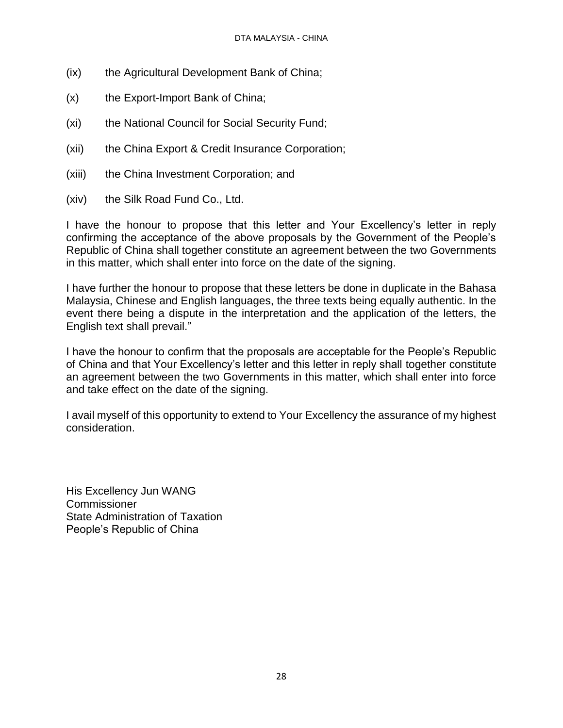(ix) the Agricultural Development Bank of China;

(x) the Export-Import Bank of China;

(xi) the National Council for Social Security Fund;

(xii) the China Export & Credit Insurance Corporation;

(xiii) the China Investment Corporation; and

(xiv) the Silk Road Fund Co., Ltd.

I have the honour to propose that this letter and Your Excellency's letter in reply confirming the acceptance of the above proposals by the Government of the People's Republic of China shall together constitute an agreement between the two Governments in this matter, which shall enter into force on the date of the signing.

I have further the honour to propose that these letters be done in duplicate in the Bahasa Malaysia, Chinese and English languages, the three texts being equally authentic. In the event there being a dispute in the interpretation and the application of the letters, the English text shall prevail."

I have the honour to confirm that the proposals are acceptable for the People's Republic of China and that Your Excellency's letter and this letter in reply shall together constitute an agreement between the two Governments in this matter, which shall enter into force and take effect on the date of the signing.

I avail myself of this opportunity to extend to Your Excellency the assurance of my highest consideration.

His Excellency Jun WANG
Commissioner
State Administration of Taxation
People's Republic of China